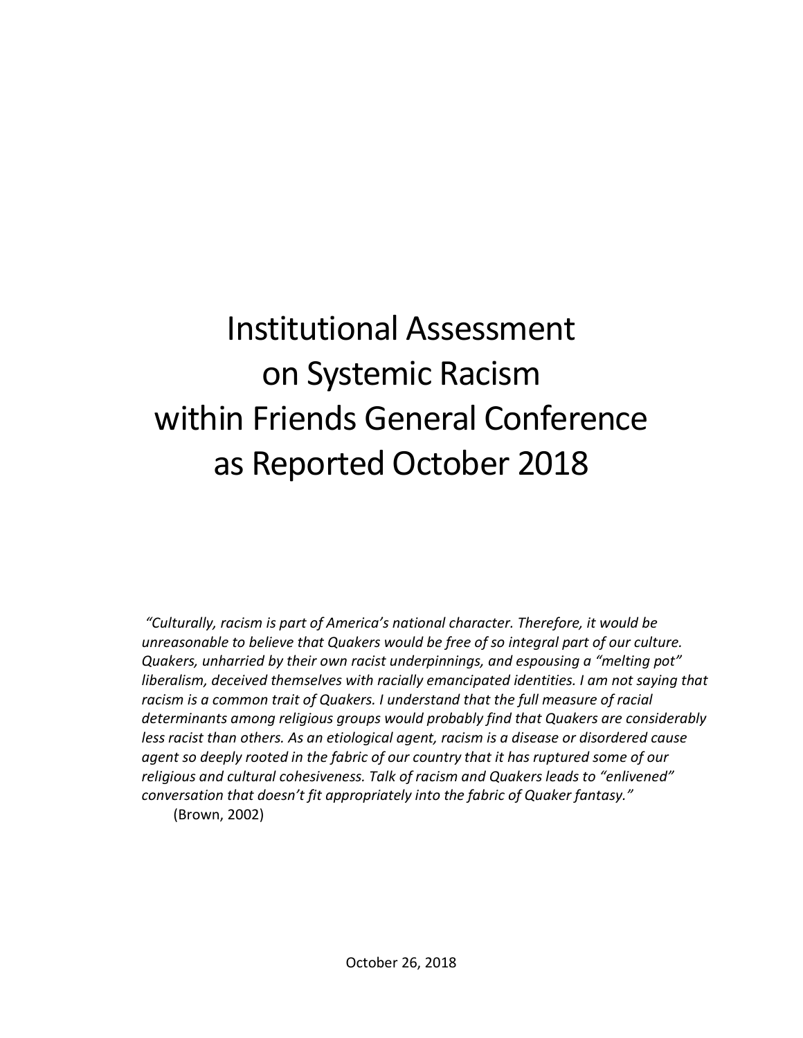# Institutional Assessment on Systemic Racism within Friends General Conference as Reported October 2018

*"Culturally, racism is part of America's national character. Therefore, it would be unreasonable to believe that Quakers would be free of so integral part of our culture. Quakers, unharried by their own racist underpinnings, and espousing a "melting pot" liberalism, deceived themselves with racially emancipated identities. I am not saying that racism is a common trait of Quakers. I understand that the full measure of racial determinants among religious groups would probably find that Quakers are considerably less racist than others. As an etiological agent, racism is a disease or disordered cause agent so deeply rooted in the fabric of our country that it has ruptured some of our religious and cultural cohesiveness. Talk of racism and Quakers leads to "enlivened" conversation that doesn't fit appropriately into the fabric of Quaker fantasy."*

(Brown, 2002)

October 26, 2018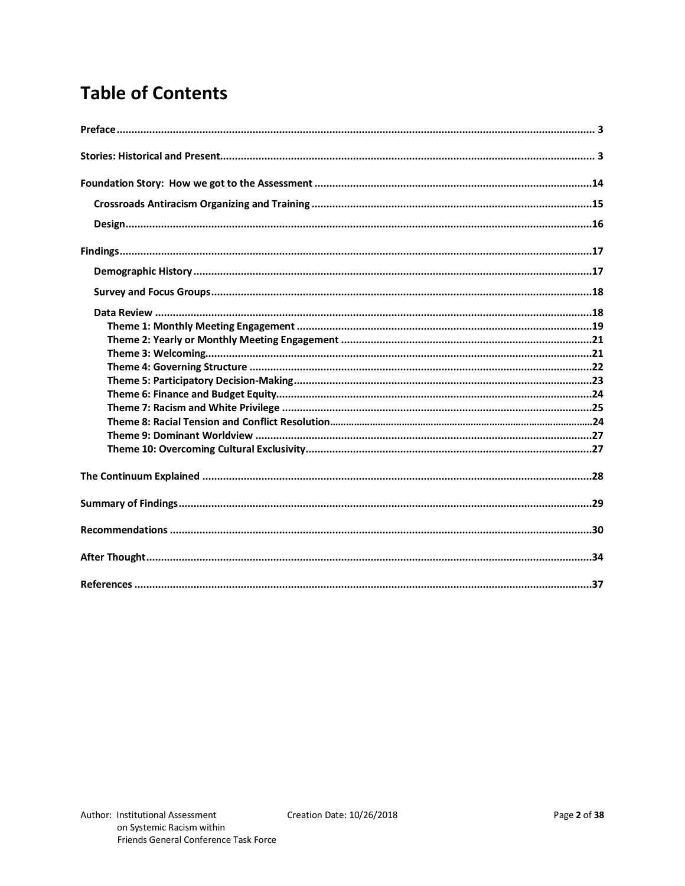# Table of Contents

**Preface** .......... 3

**Stories: Historical and Present** .......... 3

**Foundation Story: How we got to the Assessment** .......... 14

- **Crossroads Antiracism Organizing and Training** .......... 15
- **Design** .......... 16

**Findings** .......... 17

- **Demographic History** .......... 17
- **Survey and Focus Groups** .......... 18
- **Data Review** .......... 18
  - **Theme 1: Monthly Meeting Engagement** .......... 19
  - **Theme 2: Yearly or Monthly Meeting Engagement** .......... 21
  - **Theme 3: Welcoming** .......... 21
  - **Theme 4: Governing Structure** .......... 22
  - **Theme 5: Participatory Decision-Making** .......... 23
  - **Theme 6: Finance and Budget Equity** .......... 24
  - **Theme 7: Racism and White Privilege** .......... 25
  - **Theme 8: Racial Tension and Conflict Resolution** .......... 24
  - **Theme 9: Dominant Worldview** .......... 27
  - **Theme 10: Overcoming Cultural Exclusivity** .......... 27

**The Continuum Explained** .......... 28

**Summary of Findings** .......... 29

**Recommendations** .......... 30

**After Thought** .......... 34

**References** .......... 37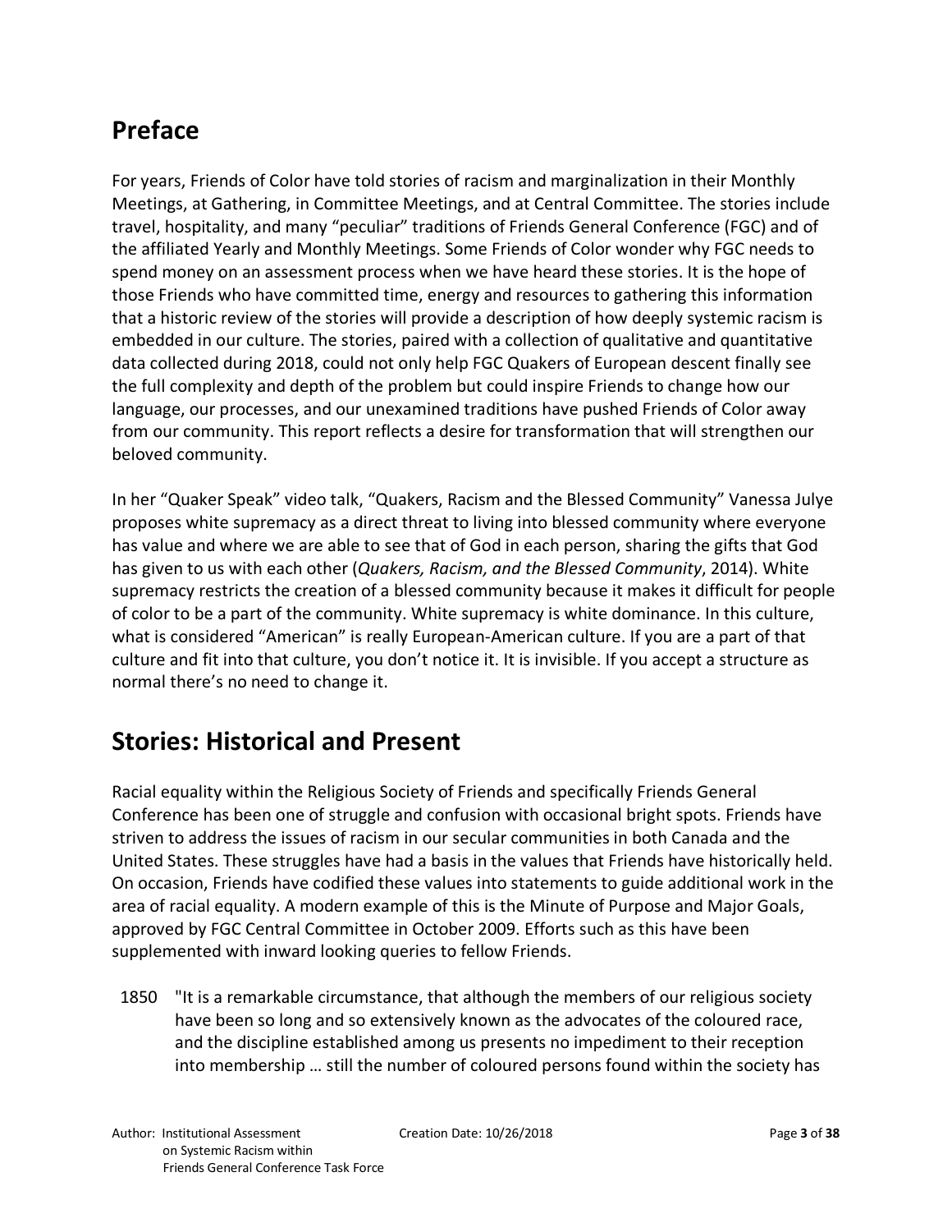## Preface

For years, Friends of Color have told stories of racism and marginalization in their Monthly Meetings, at Gathering, in Committee Meetings, and at Central Committee. The stories include travel, hospitality, and many "peculiar" traditions of Friends General Conference (FGC) and of the affiliated Yearly and Monthly Meetings. Some Friends of Color wonder why FGC needs to spend money on an assessment process when we have heard these stories. It is the hope of those Friends who have committed time, energy and resources to gathering this information that a historic review of the stories will provide a description of how deeply systemic racism is embedded in our culture. The stories, paired with a collection of qualitative and quantitative data collected during 2018, could not only help FGC Quakers of European descent finally see the full complexity and depth of the problem but could inspire Friends to change how our language, our processes, and our unexamined traditions have pushed Friends of Color away from our community. This report reflects a desire for transformation that will strengthen our beloved community.

In her "Quaker Speak" video talk, "Quakers, Racism and the Blessed Community" Vanessa Julye proposes white supremacy as a direct threat to living into blessed community where everyone has value and where we are able to see that of God in each person, sharing the gifts that God has given to us with each other (*Quakers, Racism, and the Blessed Community*, 2014). White supremacy restricts the creation of a blessed community because it makes it difficult for people of color to be a part of the community. White supremacy is white dominance. In this culture, what is considered "American" is really European-American culture. If you are a part of that culture and fit into that culture, you don't notice it. It is invisible. If you accept a structure as normal there's no need to change it.

## Stories: Historical and Present

Racial equality within the Religious Society of Friends and specifically Friends General Conference has been one of struggle and confusion with occasional bright spots. Friends have striven to address the issues of racism in our secular communities in both Canada and the United States. These struggles have had a basis in the values that Friends have historically held. On occasion, Friends have codified these values into statements to guide additional work in the area of racial equality. A modern example of this is the Minute of Purpose and Major Goals, approved by FGC Central Committee in October 2009. Efforts such as this have been supplemented with inward looking queries to fellow Friends.

1850 "It is a remarkable circumstance, that although the members of our religious society have been so long and so extensively known as the advocates of the coloured race, and the discipline established among us presents no impediment to their reception into membership … still the number of coloured persons found within the society has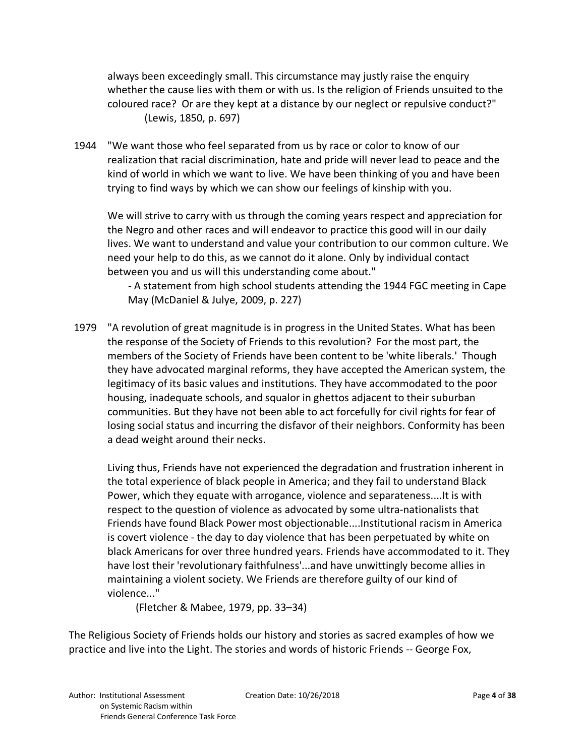always been exceedingly small. This circumstance may justly raise the enquiry whether the cause lies with them or with us. Is the religion of Friends unsuited to the coloured race? Or are they kept at a distance by our neglect or repulsive conduct?"
(Lewis, 1850, p. 697)

1944 "We want those who feel separated from us by race or color to know of our realization that racial discrimination, hate and pride will never lead to peace and the kind of world in which we want to live. We have been thinking of you and have been trying to find ways by which we can show our feelings of kinship with you.

We will strive to carry with us through the coming years respect and appreciation for the Negro and other races and will endeavor to practice this good will in our daily lives. We want to understand and value your contribution to our common culture. We need your help to do this, as we cannot do it alone. Only by individual contact between you and us will this understanding come about."
- A statement from high school students attending the 1944 FGC meeting in Cape May (McDaniel & Julye, 2009, p. 227)

1979 "A revolution of great magnitude is in progress in the United States. What has been the response of the Society of Friends to this revolution? For the most part, the members of the Society of Friends have been content to be 'white liberals.' Though they have advocated marginal reforms, they have accepted the American system, the legitimacy of its basic values and institutions. They have accommodated to the poor housing, inadequate schools, and squalor in ghettos adjacent to their suburban communities. But they have not been able to act forcefully for civil rights for fear of losing social status and incurring the disfavor of their neighbors. Conformity has been a dead weight around their necks.

Living thus, Friends have not experienced the degradation and frustration inherent in the total experience of black people in America; and they fail to understand Black Power, which they equate with arrogance, violence and separateness....It is with respect to the question of violence as advocated by some ultra-nationalists that Friends have found Black Power most objectionable....Institutional racism in America is covert violence - the day to day violence that has been perpetuated by white on black Americans for over three hundred years. Friends have accommodated to it. They have lost their 'revolutionary faithfulness'...and have unwittingly become allies in maintaining a violent society. We Friends are therefore guilty of our kind of violence..."
(Fletcher & Mabee, 1979, pp. 33–34)

The Religious Society of Friends holds our history and stories as sacred examples of how we practice and live into the Light. The stories and words of historic Friends -- George Fox,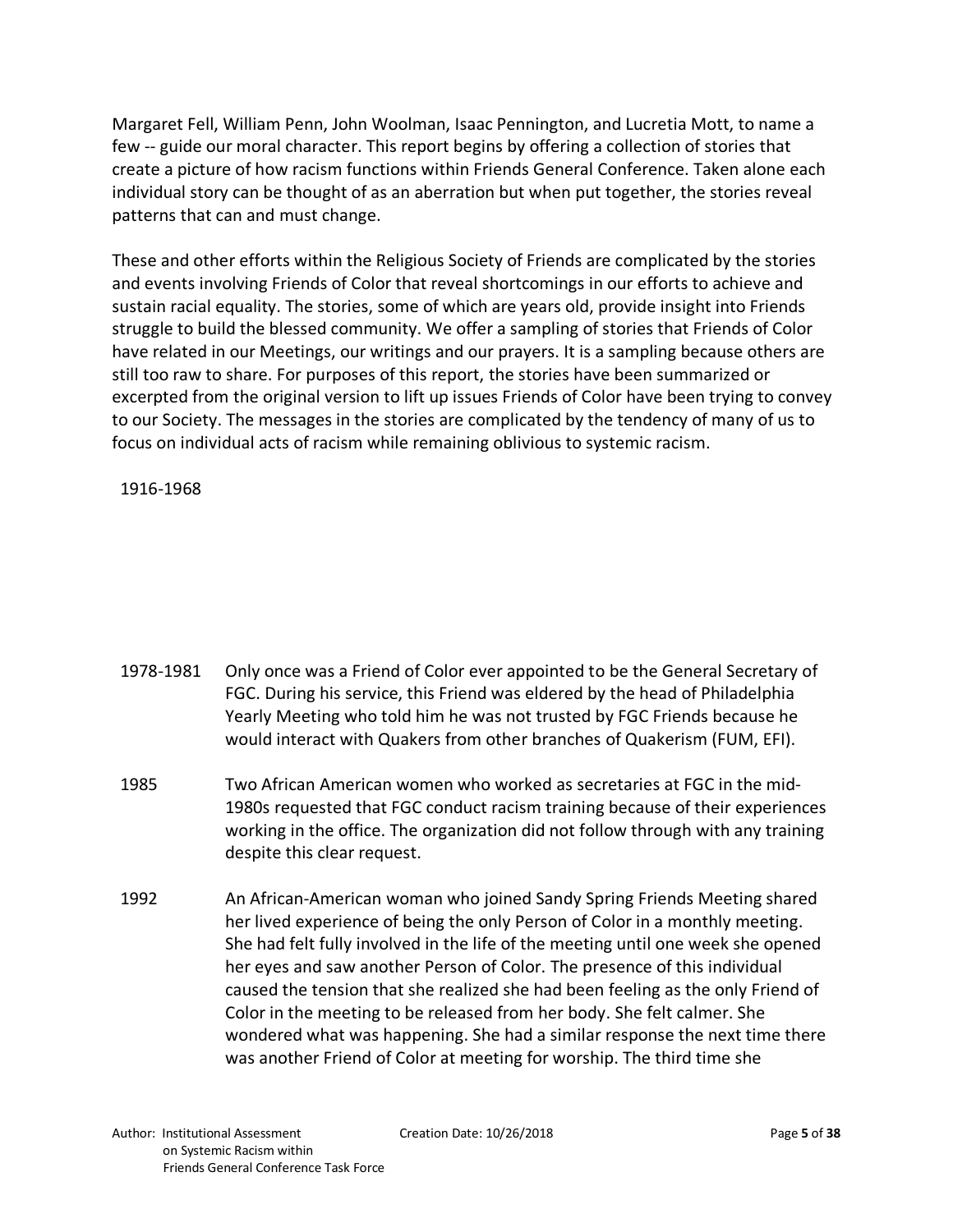Margaret Fell, William Penn, John Woolman, Isaac Pennington, and Lucretia Mott, to name a few -- guide our moral character. This report begins by offering a collection of stories that create a picture of how racism functions within Friends General Conference. Taken alone each individual story can be thought of as an aberration but when put together, the stories reveal patterns that can and must change.

These and other efforts within the Religious Society of Friends are complicated by the stories and events involving Friends of Color that reveal shortcomings in our efforts to achieve and sustain racial equality. The stories, some of which are years old, provide insight into Friends struggle to build the blessed community. We offer a sampling of stories that Friends of Color have related in our Meetings, our writings and our prayers. It is a sampling because others are still too raw to share. For purposes of this report, the stories have been summarized or excerpted from the original version to lift up issues Friends of Color have been trying to convey to our Society. The messages in the stories are complicated by the tendency of many of us to focus on individual acts of racism while remaining oblivious to systemic racism.

| | |
|---|---|
| 1916-1968 | |
| 1978-1981 | Only once was a Friend of Color ever appointed to be the General Secretary of FGC. During his service, this Friend was eldered by the head of Philadelphia Yearly Meeting who told him he was not trusted by FGC Friends because he would interact with Quakers from other branches of Quakerism (FUM, EFI). |
| 1985 | Two African American women who worked as secretaries at FGC in the mid-1980s requested that FGC conduct racism training because of their experiences working in the office. The organization did not follow through with any training despite this clear request. |
| 1992 | An African-American woman who joined Sandy Spring Friends Meeting shared her lived experience of being the only Person of Color in a monthly meeting. She had felt fully involved in the life of the meeting until one week she opened her eyes and saw another Person of Color. The presence of this individual caused the tension that she realized she had been feeling as the only Friend of Color in the meeting to be released from her body. She felt calmer. She wondered what was happening. She had a similar response the next time there was another Friend of Color at meeting for worship. The third time she |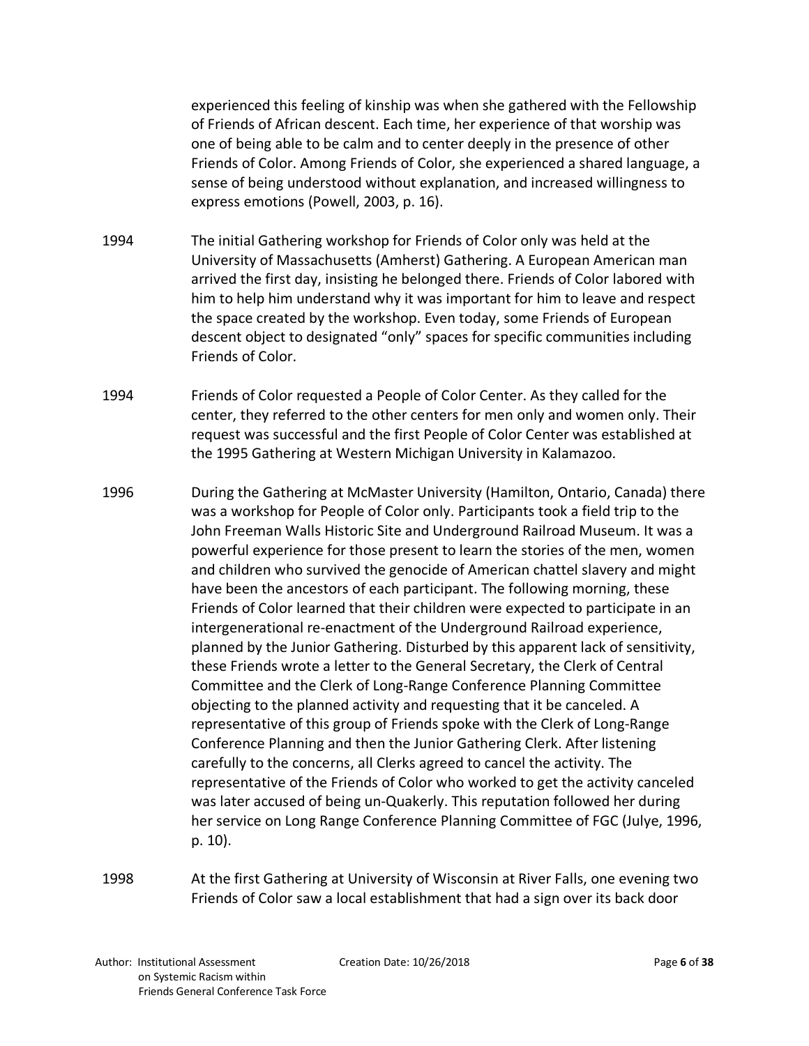experienced this feeling of kinship was when she gathered with the Fellowship of Friends of African descent. Each time, her experience of that worship was one of being able to be calm and to center deeply in the presence of other Friends of Color. Among Friends of Color, she experienced a shared language, a sense of being understood without explanation, and increased willingness to express emotions (Powell, 2003, p. 16).

1994 The initial Gathering workshop for Friends of Color only was held at the University of Massachusetts (Amherst) Gathering. A European American man arrived the first day, insisting he belonged there. Friends of Color labored with him to help him understand why it was important for him to leave and respect the space created by the workshop. Even today, some Friends of European descent object to designated "only" spaces for specific communities including Friends of Color.

1994 Friends of Color requested a People of Color Center. As they called for the center, they referred to the other centers for men only and women only. Their request was successful and the first People of Color Center was established at the 1995 Gathering at Western Michigan University in Kalamazoo.

1996 During the Gathering at McMaster University (Hamilton, Ontario, Canada) there was a workshop for People of Color only. Participants took a field trip to the John Freeman Walls Historic Site and Underground Railroad Museum. It was a powerful experience for those present to learn the stories of the men, women and children who survived the genocide of American chattel slavery and might have been the ancestors of each participant. The following morning, these Friends of Color learned that their children were expected to participate in an intergenerational re-enactment of the Underground Railroad experience, planned by the Junior Gathering. Disturbed by this apparent lack of sensitivity, these Friends wrote a letter to the General Secretary, the Clerk of Central Committee and the Clerk of Long-Range Conference Planning Committee objecting to the planned activity and requesting that it be canceled. A representative of this group of Friends spoke with the Clerk of Long-Range Conference Planning and then the Junior Gathering Clerk. After listening carefully to the concerns, all Clerks agreed to cancel the activity. The representative of the Friends of Color who worked to get the activity canceled was later accused of being un-Quakerly. This reputation followed her during her service on Long Range Conference Planning Committee of FGC (Julye, 1996, p. 10).

1998 At the first Gathering at University of Wisconsin at River Falls, one evening two Friends of Color saw a local establishment that had a sign over its back door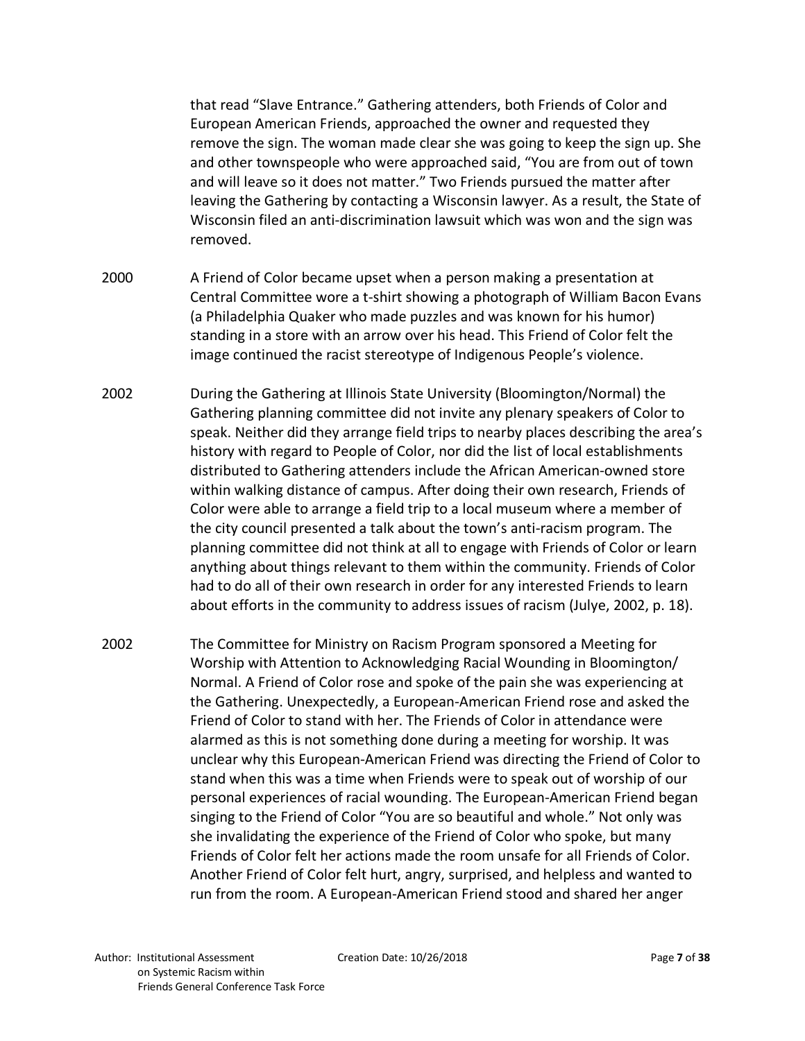that read "Slave Entrance." Gathering attenders, both Friends of Color and European American Friends, approached the owner and requested they remove the sign. The woman made clear she was going to keep the sign up. She and other townspeople who were approached said, "You are from out of town and will leave so it does not matter." Two Friends pursued the matter after leaving the Gathering by contacting a Wisconsin lawyer. As a result, the State of Wisconsin filed an anti-discrimination lawsuit which was won and the sign was removed.

2000 A Friend of Color became upset when a person making a presentation at Central Committee wore a t-shirt showing a photograph of William Bacon Evans (a Philadelphia Quaker who made puzzles and was known for his humor) standing in a store with an arrow over his head. This Friend of Color felt the image continued the racist stereotype of Indigenous People's violence.

2002 During the Gathering at Illinois State University (Bloomington/Normal) the Gathering planning committee did not invite any plenary speakers of Color to speak. Neither did they arrange field trips to nearby places describing the area's history with regard to People of Color, nor did the list of local establishments distributed to Gathering attenders include the African American-owned store within walking distance of campus. After doing their own research, Friends of Color were able to arrange a field trip to a local museum where a member of the city council presented a talk about the town's anti-racism program. The planning committee did not think at all to engage with Friends of Color or learn anything about things relevant to them within the community. Friends of Color had to do all of their own research in order for any interested Friends to learn about efforts in the community to address issues of racism (Julye, 2002, p. 18).

2002 The Committee for Ministry on Racism Program sponsored a Meeting for Worship with Attention to Acknowledging Racial Wounding in Bloomington/ Normal. A Friend of Color rose and spoke of the pain she was experiencing at the Gathering. Unexpectedly, a European-American Friend rose and asked the Friend of Color to stand with her. The Friends of Color in attendance were alarmed as this is not something done during a meeting for worship. It was unclear why this European-American Friend was directing the Friend of Color to stand when this was a time when Friends were to speak out of worship of our personal experiences of racial wounding. The European-American Friend began singing to the Friend of Color "You are so beautiful and whole." Not only was she invalidating the experience of the Friend of Color who spoke, but many Friends of Color felt her actions made the room unsafe for all Friends of Color. Another Friend of Color felt hurt, angry, surprised, and helpless and wanted to run from the room. A European-American Friend stood and shared her anger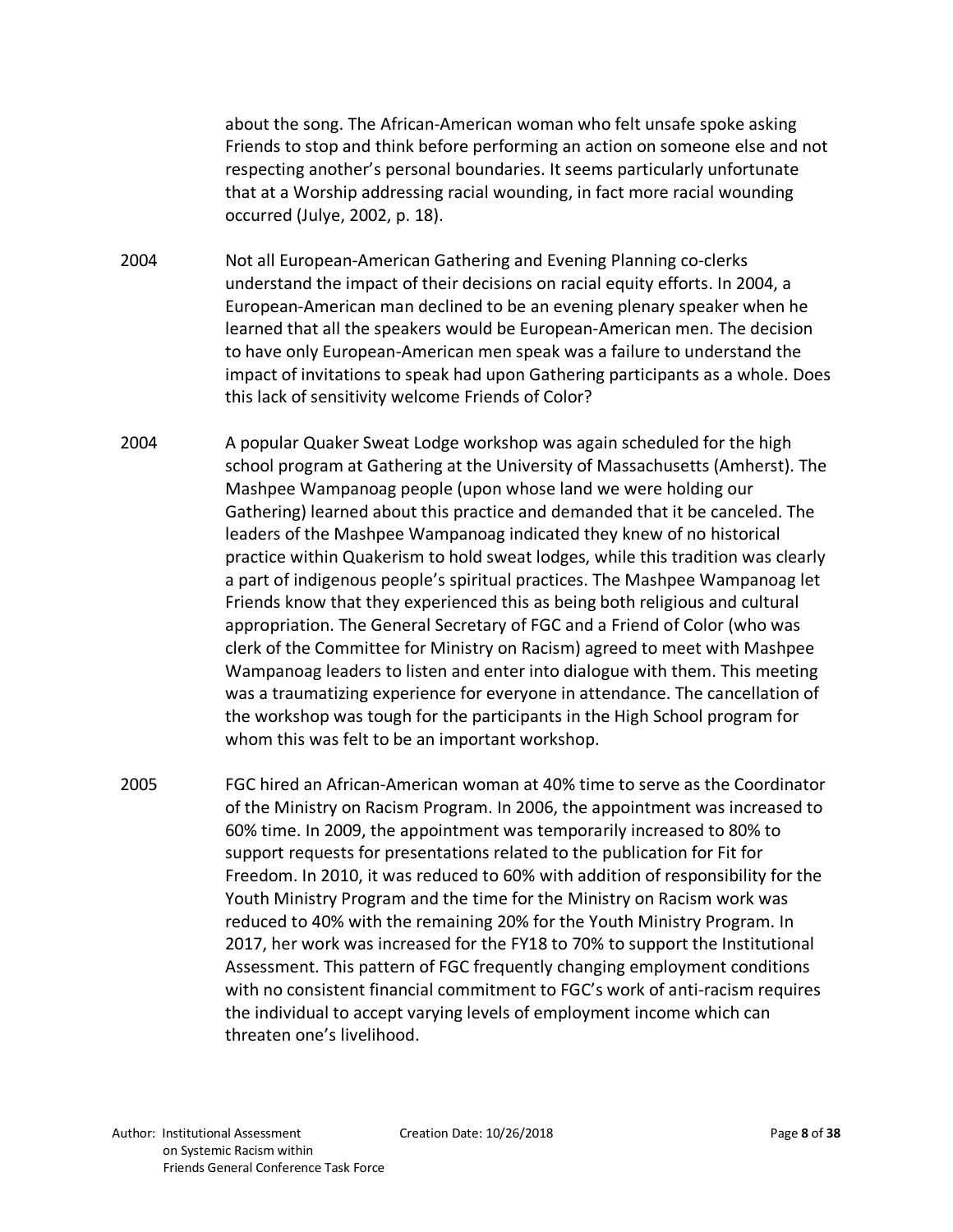about the song. The African-American woman who felt unsafe spoke asking Friends to stop and think before performing an action on someone else and not respecting another's personal boundaries. It seems particularly unfortunate that at a Worship addressing racial wounding, in fact more racial wounding occurred (Julye, 2002, p. 18).

2004 Not all European-American Gathering and Evening Planning co-clerks understand the impact of their decisions on racial equity efforts. In 2004, a European-American man declined to be an evening plenary speaker when he learned that all the speakers would be European-American men. The decision to have only European-American men speak was a failure to understand the impact of invitations to speak had upon Gathering participants as a whole. Does this lack of sensitivity welcome Friends of Color?

2004 A popular Quaker Sweat Lodge workshop was again scheduled for the high school program at Gathering at the University of Massachusetts (Amherst). The Mashpee Wampanoag people (upon whose land we were holding our Gathering) learned about this practice and demanded that it be canceled. The leaders of the Mashpee Wampanoag indicated they knew of no historical practice within Quakerism to hold sweat lodges, while this tradition was clearly a part of indigenous people's spiritual practices. The Mashpee Wampanoag let Friends know that they experienced this as being both religious and cultural appropriation. The General Secretary of FGC and a Friend of Color (who was clerk of the Committee for Ministry on Racism) agreed to meet with Mashpee Wampanoag leaders to listen and enter into dialogue with them. This meeting was a traumatizing experience for everyone in attendance. The cancellation of the workshop was tough for the participants in the High School program for whom this was felt to be an important workshop.

2005 FGC hired an African-American woman at 40% time to serve as the Coordinator of the Ministry on Racism Program. In 2006, the appointment was increased to 60% time. In 2009, the appointment was temporarily increased to 80% to support requests for presentations related to the publication for Fit for Freedom. In 2010, it was reduced to 60% with addition of responsibility for the Youth Ministry Program and the time for the Ministry on Racism work was reduced to 40% with the remaining 20% for the Youth Ministry Program. In 2017, her work was increased for the FY18 to 70% to support the Institutional Assessment. This pattern of FGC frequently changing employment conditions with no consistent financial commitment to FGC's work of anti-racism requires the individual to accept varying levels of employment income which can threaten one's livelihood.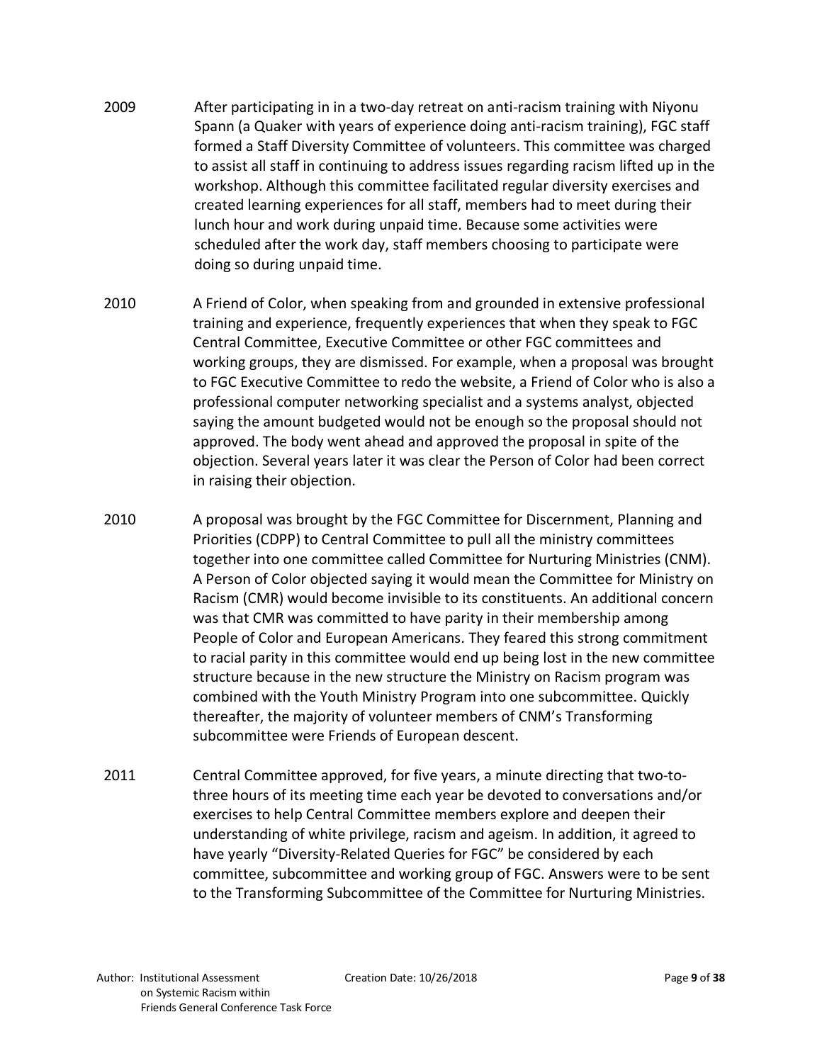2009 After participating in in a two-day retreat on anti-racism training with Niyonu Spann (a Quaker with years of experience doing anti-racism training), FGC staff formed a Staff Diversity Committee of volunteers. This committee was charged to assist all staff in continuing to address issues regarding racism lifted up in the workshop. Although this committee facilitated regular diversity exercises and created learning experiences for all staff, members had to meet during their lunch hour and work during unpaid time. Because some activities were scheduled after the work day, staff members choosing to participate were doing so during unpaid time.

2010 A Friend of Color, when speaking from and grounded in extensive professional training and experience, frequently experiences that when they speak to FGC Central Committee, Executive Committee or other FGC committees and working groups, they are dismissed. For example, when a proposal was brought to FGC Executive Committee to redo the website, a Friend of Color who is also a professional computer networking specialist and a systems analyst, objected saying the amount budgeted would not be enough so the proposal should not approved. The body went ahead and approved the proposal in spite of the objection. Several years later it was clear the Person of Color had been correct in raising their objection.

2010 A proposal was brought by the FGC Committee for Discernment, Planning and Priorities (CDPP) to Central Committee to pull all the ministry committees together into one committee called Committee for Nurturing Ministries (CNM). A Person of Color objected saying it would mean the Committee for Ministry on Racism (CMR) would become invisible to its constituents. An additional concern was that CMR was committed to have parity in their membership among People of Color and European Americans. They feared this strong commitment to racial parity in this committee would end up being lost in the new committee structure because in the new structure the Ministry on Racism program was combined with the Youth Ministry Program into one subcommittee. Quickly thereafter, the majority of volunteer members of CNM's Transforming subcommittee were Friends of European descent.

2011 Central Committee approved, for five years, a minute directing that two-to-three hours of its meeting time each year be devoted to conversations and/or exercises to help Central Committee members explore and deepen their understanding of white privilege, racism and ageism. In addition, it agreed to have yearly "Diversity-Related Queries for FGC" be considered by each committee, subcommittee and working group of FGC. Answers were to be sent to the Transforming Subcommittee of the Committee for Nurturing Ministries.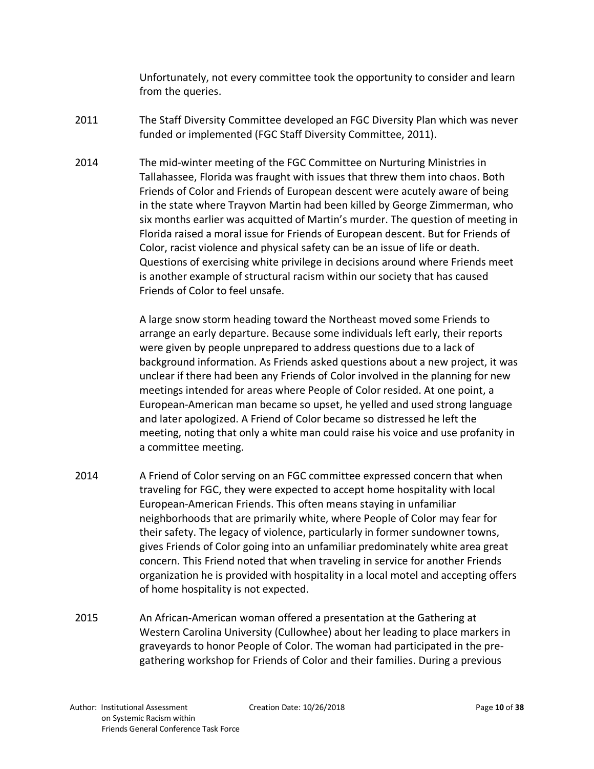Unfortunately, not every committee took the opportunity to consider and learn from the queries.

2011 The Staff Diversity Committee developed an FGC Diversity Plan which was never funded or implemented (FGC Staff Diversity Committee, 2011).

2014 The mid-winter meeting of the FGC Committee on Nurturing Ministries in Tallahassee, Florida was fraught with issues that threw them into chaos. Both Friends of Color and Friends of European descent were acutely aware of being in the state where Trayvon Martin had been killed by George Zimmerman, who six months earlier was acquitted of Martin's murder. The question of meeting in Florida raised a moral issue for Friends of European descent. But for Friends of Color, racist violence and physical safety can be an issue of life or death. Questions of exercising white privilege in decisions around where Friends meet is another example of structural racism within our society that has caused Friends of Color to feel unsafe.

A large snow storm heading toward the Northeast moved some Friends to arrange an early departure. Because some individuals left early, their reports were given by people unprepared to address questions due to a lack of background information. As Friends asked questions about a new project, it was unclear if there had been any Friends of Color involved in the planning for new meetings intended for areas where People of Color resided. At one point, a European-American man became so upset, he yelled and used strong language and later apologized. A Friend of Color became so distressed he left the meeting, noting that only a white man could raise his voice and use profanity in a committee meeting.

2014 A Friend of Color serving on an FGC committee expressed concern that when traveling for FGC, they were expected to accept home hospitality with local European-American Friends. This often means staying in unfamiliar neighborhoods that are primarily white, where People of Color may fear for their safety. The legacy of violence, particularly in former sundowner towns, gives Friends of Color going into an unfamiliar predominately white area great concern. This Friend noted that when traveling in service for another Friends organization he is provided with hospitality in a local motel and accepting offers of home hospitality is not expected.

2015 An African-American woman offered a presentation at the Gathering at Western Carolina University (Cullowhee) about her leading to place markers in graveyards to honor People of Color. The woman had participated in the pre-gathering workshop for Friends of Color and their families. During a previous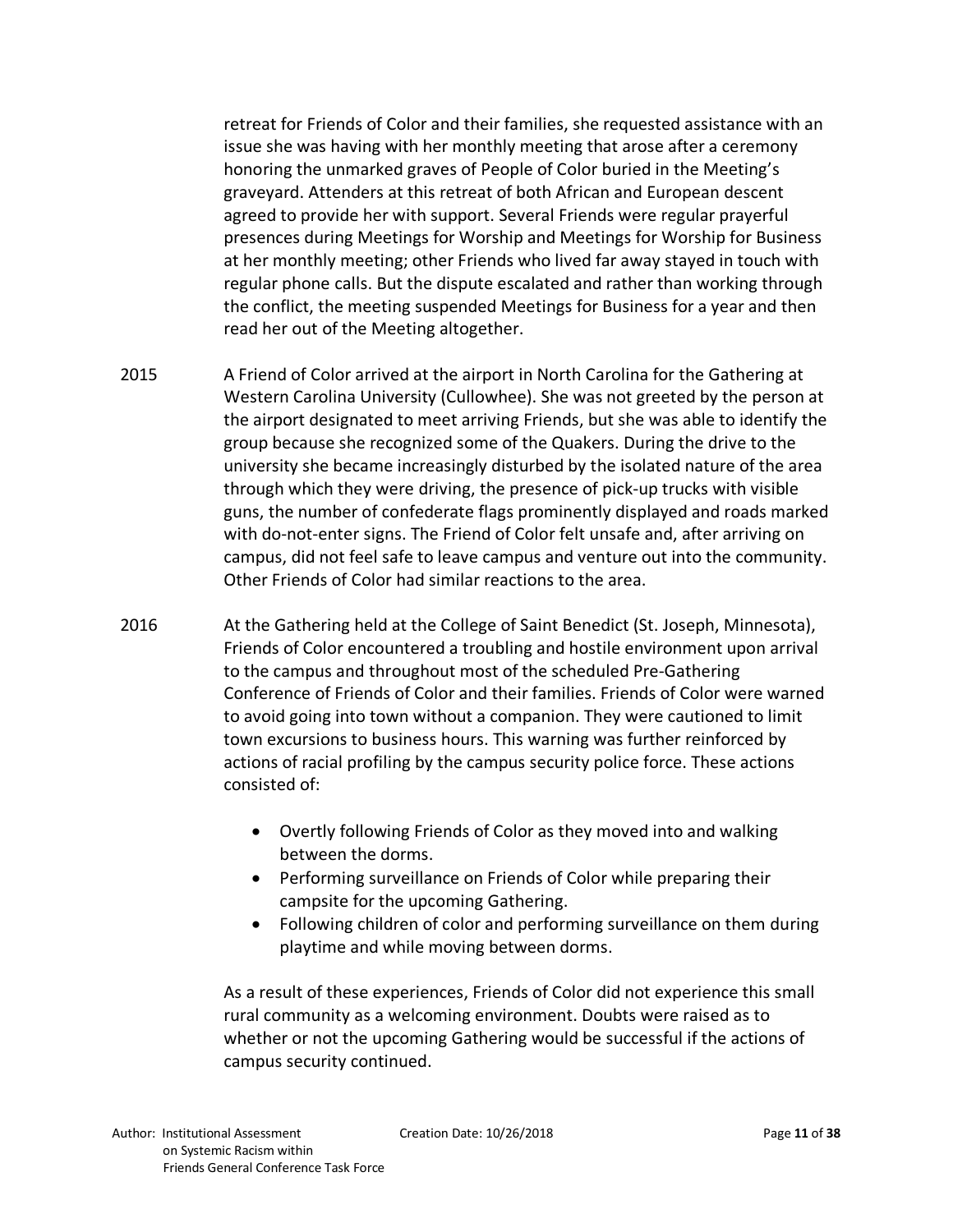retreat for Friends of Color and their families, she requested assistance with an issue she was having with her monthly meeting that arose after a ceremony honoring the unmarked graves of People of Color buried in the Meeting's graveyard. Attenders at this retreat of both African and European descent agreed to provide her with support. Several Friends were regular prayerful presences during Meetings for Worship and Meetings for Worship for Business at her monthly meeting; other Friends who lived far away stayed in touch with regular phone calls. But the dispute escalated and rather than working through the conflict, the meeting suspended Meetings for Business for a year and then read her out of the Meeting altogether.

2015 A Friend of Color arrived at the airport in North Carolina for the Gathering at Western Carolina University (Cullowhee). She was not greeted by the person at the airport designated to meet arriving Friends, but she was able to identify the group because she recognized some of the Quakers. During the drive to the university she became increasingly disturbed by the isolated nature of the area through which they were driving, the presence of pick-up trucks with visible guns, the number of confederate flags prominently displayed and roads marked with do-not-enter signs. The Friend of Color felt unsafe and, after arriving on campus, did not feel safe to leave campus and venture out into the community. Other Friends of Color had similar reactions to the area.

2016 At the Gathering held at the College of Saint Benedict (St. Joseph, Minnesota), Friends of Color encountered a troubling and hostile environment upon arrival to the campus and throughout most of the scheduled Pre-Gathering Conference of Friends of Color and their families. Friends of Color were warned to avoid going into town without a companion. They were cautioned to limit town excursions to business hours. This warning was further reinforced by actions of racial profiling by the campus security police force. These actions consisted of:

- Overtly following Friends of Color as they moved into and walking between the dorms.
- Performing surveillance on Friends of Color while preparing their campsite for the upcoming Gathering.
- Following children of color and performing surveillance on them during playtime and while moving between dorms.

As a result of these experiences, Friends of Color did not experience this small rural community as a welcoming environment. Doubts were raised as to whether or not the upcoming Gathering would be successful if the actions of campus security continued.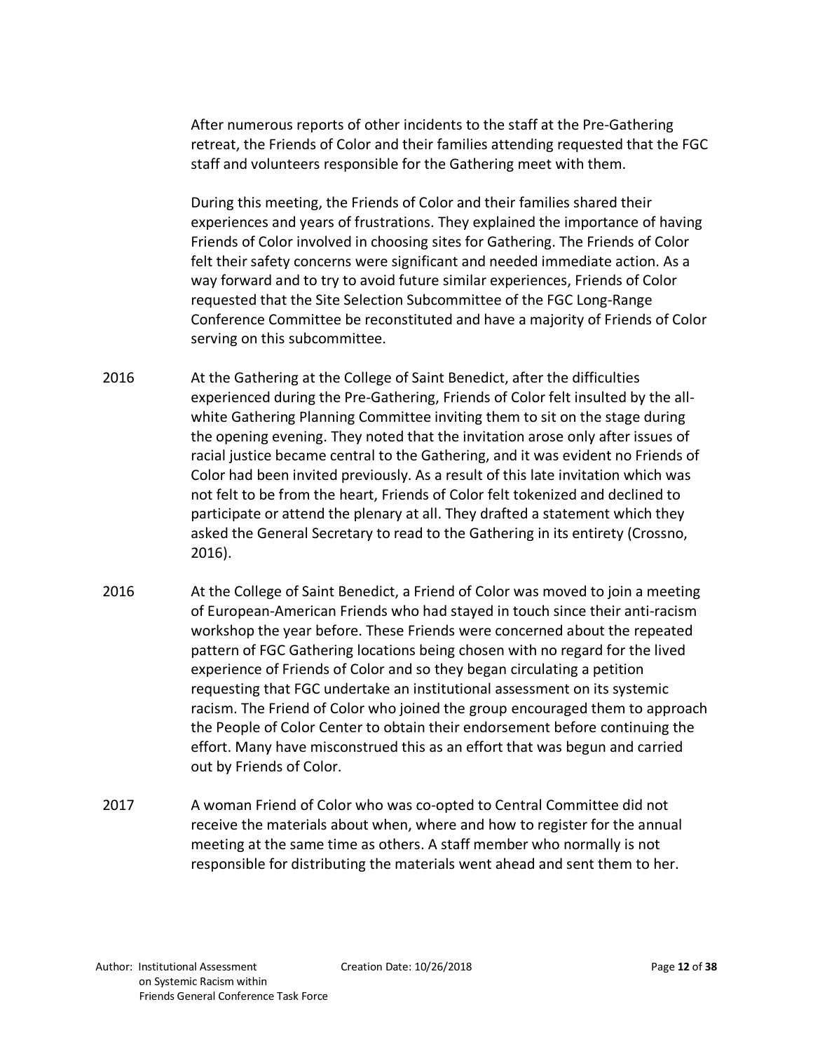After numerous reports of other incidents to the staff at the Pre-Gathering retreat, the Friends of Color and their families attending requested that the FGC staff and volunteers responsible for the Gathering meet with them.

During this meeting, the Friends of Color and their families shared their experiences and years of frustrations. They explained the importance of having Friends of Color involved in choosing sites for Gathering. The Friends of Color felt their safety concerns were significant and needed immediate action. As a way forward and to try to avoid future similar experiences, Friends of Color requested that the Site Selection Subcommittee of the FGC Long-Range Conference Committee be reconstituted and have a majority of Friends of Color serving on this subcommittee.

2016 At the Gathering at the College of Saint Benedict, after the difficulties experienced during the Pre-Gathering, Friends of Color felt insulted by the all-white Gathering Planning Committee inviting them to sit on the stage during the opening evening. They noted that the invitation arose only after issues of racial justice became central to the Gathering, and it was evident no Friends of Color had been invited previously. As a result of this late invitation which was not felt to be from the heart, Friends of Color felt tokenized and declined to participate or attend the plenary at all. They drafted a statement which they asked the General Secretary to read to the Gathering in its entirety (Crossno, 2016).

2016 At the College of Saint Benedict, a Friend of Color was moved to join a meeting of European-American Friends who had stayed in touch since their anti-racism workshop the year before. These Friends were concerned about the repeated pattern of FGC Gathering locations being chosen with no regard for the lived experience of Friends of Color and so they began circulating a petition requesting that FGC undertake an institutional assessment on its systemic racism. The Friend of Color who joined the group encouraged them to approach the People of Color Center to obtain their endorsement before continuing the effort. Many have misconstrued this as an effort that was begun and carried out by Friends of Color.

2017 A woman Friend of Color who was co-opted to Central Committee did not receive the materials about when, where and how to register for the annual meeting at the same time as others. A staff member who normally is not responsible for distributing the materials went ahead and sent them to her.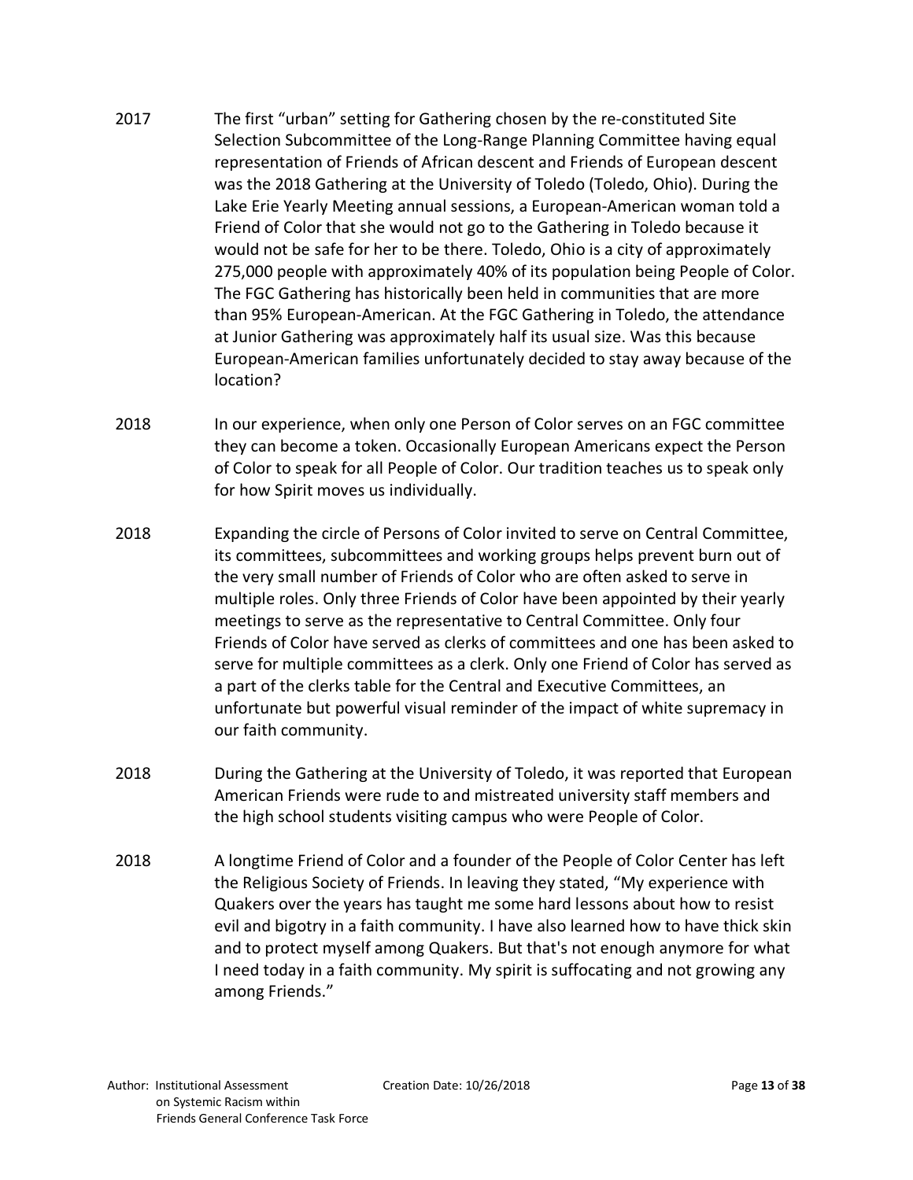2017 The first "urban" setting for Gathering chosen by the re-constituted Site Selection Subcommittee of the Long-Range Planning Committee having equal representation of Friends of African descent and Friends of European descent was the 2018 Gathering at the University of Toledo (Toledo, Ohio). During the Lake Erie Yearly Meeting annual sessions, a European-American woman told a Friend of Color that she would not go to the Gathering in Toledo because it would not be safe for her to be there. Toledo, Ohio is a city of approximately 275,000 people with approximately 40% of its population being People of Color. The FGC Gathering has historically been held in communities that are more than 95% European-American. At the FGC Gathering in Toledo, the attendance at Junior Gathering was approximately half its usual size. Was this because European-American families unfortunately decided to stay away because of the location?

2018 In our experience, when only one Person of Color serves on an FGC committee they can become a token. Occasionally European Americans expect the Person of Color to speak for all People of Color. Our tradition teaches us to speak only for how Spirit moves us individually.

2018 Expanding the circle of Persons of Color invited to serve on Central Committee, its committees, subcommittees and working groups helps prevent burn out of the very small number of Friends of Color who are often asked to serve in multiple roles. Only three Friends of Color have been appointed by their yearly meetings to serve as the representative to Central Committee. Only four Friends of Color have served as clerks of committees and one has been asked to serve for multiple committees as a clerk. Only one Friend of Color has served as a part of the clerks table for the Central and Executive Committees, an unfortunate but powerful visual reminder of the impact of white supremacy in our faith community.

2018 During the Gathering at the University of Toledo, it was reported that European American Friends were rude to and mistreated university staff members and the high school students visiting campus who were People of Color.

2018 A longtime Friend of Color and a founder of the People of Color Center has left the Religious Society of Friends. In leaving they stated, "My experience with Quakers over the years has taught me some hard lessons about how to resist evil and bigotry in a faith community. I have also learned how to have thick skin and to protect myself among Quakers. But that's not enough anymore for what I need today in a faith community. My spirit is suffocating and not growing any among Friends."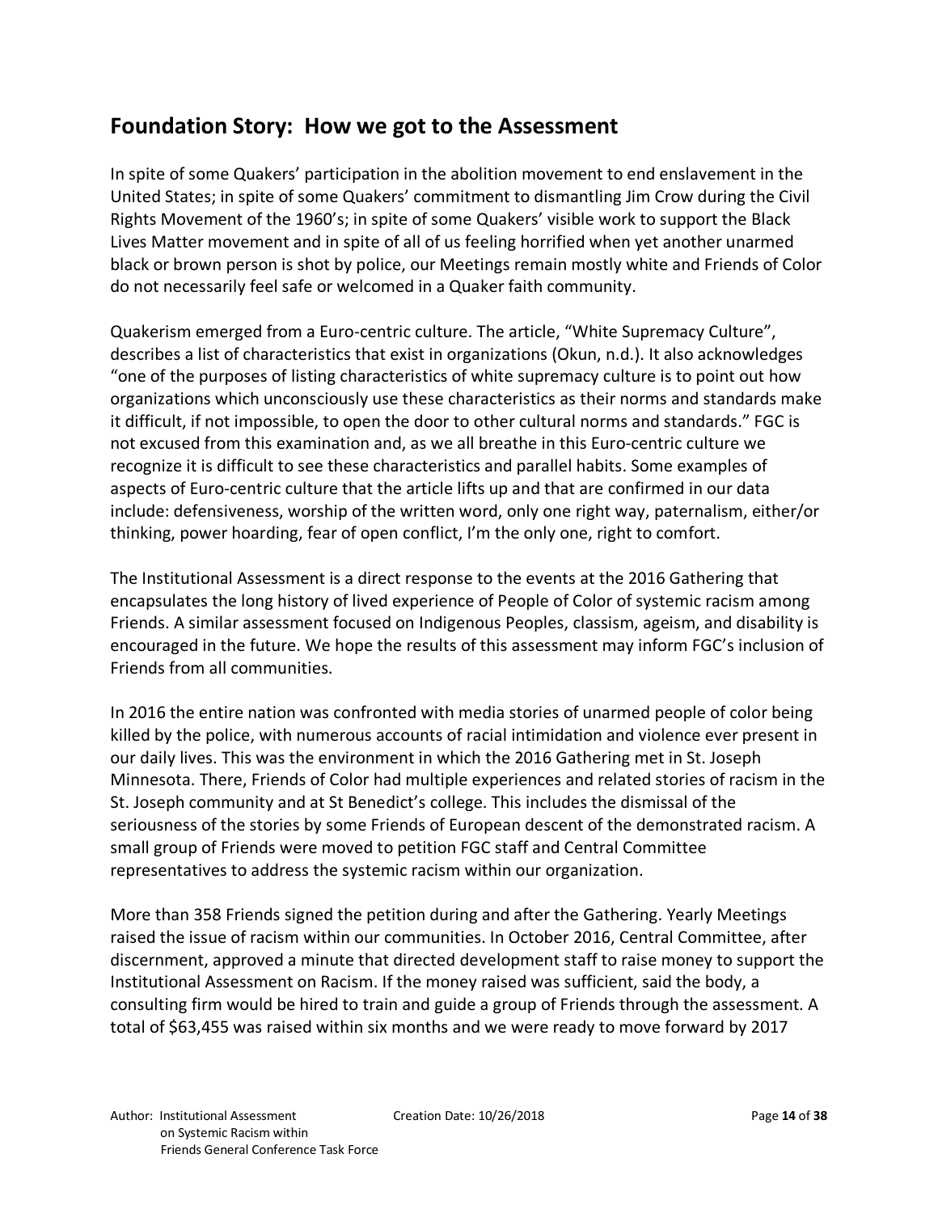## Foundation Story: How we got to the Assessment

In spite of some Quakers' participation in the abolition movement to end enslavement in the United States; in spite of some Quakers' commitment to dismantling Jim Crow during the Civil Rights Movement of the 1960's; in spite of some Quakers' visible work to support the Black Lives Matter movement and in spite of all of us feeling horrified when yet another unarmed black or brown person is shot by police, our Meetings remain mostly white and Friends of Color do not necessarily feel safe or welcomed in a Quaker faith community.

Quakerism emerged from a Euro-centric culture. The article, "White Supremacy Culture", describes a list of characteristics that exist in organizations (Okun, n.d.). It also acknowledges "one of the purposes of listing characteristics of white supremacy culture is to point out how organizations which unconsciously use these characteristics as their norms and standards make it difficult, if not impossible, to open the door to other cultural norms and standards." FGC is not excused from this examination and, as we all breathe in this Euro-centric culture we recognize it is difficult to see these characteristics and parallel habits. Some examples of aspects of Euro-centric culture that the article lifts up and that are confirmed in our data include: defensiveness, worship of the written word, only one right way, paternalism, either/or thinking, power hoarding, fear of open conflict, I'm the only one, right to comfort.

The Institutional Assessment is a direct response to the events at the 2016 Gathering that encapsulates the long history of lived experience of People of Color of systemic racism among Friends. A similar assessment focused on Indigenous Peoples, classism, ageism, and disability is encouraged in the future. We hope the results of this assessment may inform FGC's inclusion of Friends from all communities.

In 2016 the entire nation was confronted with media stories of unarmed people of color being killed by the police, with numerous accounts of racial intimidation and violence ever present in our daily lives. This was the environment in which the 2016 Gathering met in St. Joseph Minnesota. There, Friends of Color had multiple experiences and related stories of racism in the St. Joseph community and at St Benedict's college. This includes the dismissal of the seriousness of the stories by some Friends of European descent of the demonstrated racism. A small group of Friends were moved to petition FGC staff and Central Committee representatives to address the systemic racism within our organization.

More than 358 Friends signed the petition during and after the Gathering. Yearly Meetings raised the issue of racism within our communities. In October 2016, Central Committee, after discernment, approved a minute that directed development staff to raise money to support the Institutional Assessment on Racism. If the money raised was sufficient, said the body, a consulting firm would be hired to train and guide a group of Friends through the assessment. A total of $63,455 was raised within six months and we were ready to move forward by 2017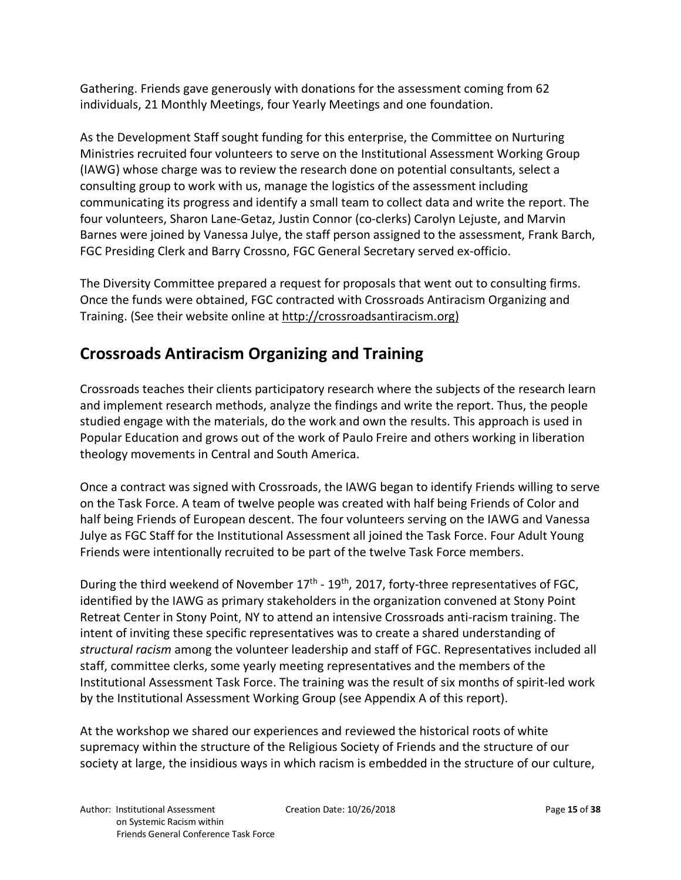Gathering. Friends gave generously with donations for the assessment coming from 62 individuals, 21 Monthly Meetings, four Yearly Meetings and one foundation.

As the Development Staff sought funding for this enterprise, the Committee on Nurturing Ministries recruited four volunteers to serve on the Institutional Assessment Working Group (IAWG) whose charge was to review the research done on potential consultants, select a consulting group to work with us, manage the logistics of the assessment including communicating its progress and identify a small team to collect data and write the report. The four volunteers, Sharon Lane-Getaz, Justin Connor (co-clerks) Carolyn Lejuste, and Marvin Barnes were joined by Vanessa Julye, the staff person assigned to the assessment, Frank Barch, FGC Presiding Clerk and Barry Crossno, FGC General Secretary served ex-officio.

The Diversity Committee prepared a request for proposals that went out to consulting firms. Once the funds were obtained, FGC contracted with Crossroads Antiracism Organizing and Training. (See their website online at http://crossroadsantiracism.org)

## Crossroads Antiracism Organizing and Training

Crossroads teaches their clients participatory research where the subjects of the research learn and implement research methods, analyze the findings and write the report. Thus, the people studied engage with the materials, do the work and own the results. This approach is used in Popular Education and grows out of the work of Paulo Freire and others working in liberation theology movements in Central and South America.

Once a contract was signed with Crossroads, the IAWG began to identify Friends willing to serve on the Task Force. A team of twelve people was created with half being Friends of Color and half being Friends of European descent. The four volunteers serving on the IAWG and Vanessa Julye as FGC Staff for the Institutional Assessment all joined the Task Force. Four Adult Young Friends were intentionally recruited to be part of the twelve Task Force members.

During the third weekend of November 17th - 19th, 2017, forty-three representatives of FGC, identified by the IAWG as primary stakeholders in the organization convened at Stony Point Retreat Center in Stony Point, NY to attend an intensive Crossroads anti-racism training. The intent of inviting these specific representatives was to create a shared understanding of *structural racism* among the volunteer leadership and staff of FGC. Representatives included all staff, committee clerks, some yearly meeting representatives and the members of the Institutional Assessment Task Force. The training was the result of six months of spirit-led work by the Institutional Assessment Working Group (see Appendix A of this report).

At the workshop we shared our experiences and reviewed the historical roots of white supremacy within the structure of the Religious Society of Friends and the structure of our society at large, the insidious ways in which racism is embedded in the structure of our culture,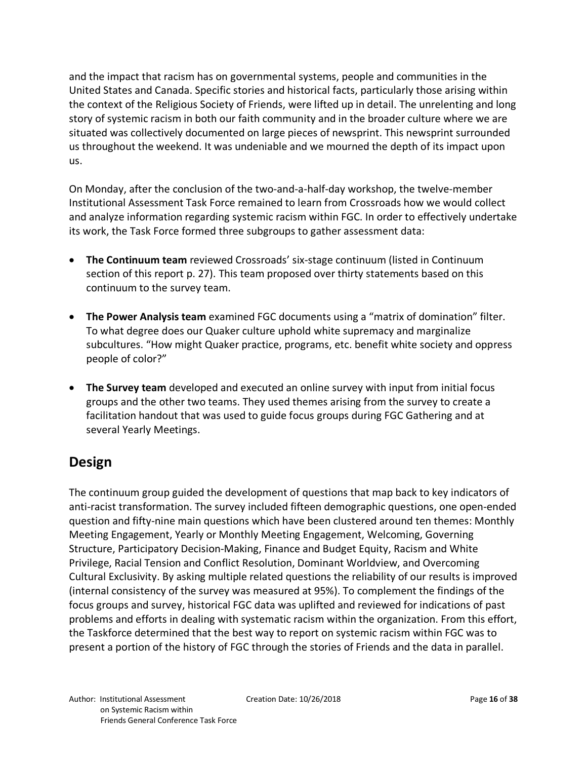and the impact that racism has on governmental systems, people and communities in the United States and Canada. Specific stories and historical facts, particularly those arising within the context of the Religious Society of Friends, were lifted up in detail. The unrelenting and long story of systemic racism in both our faith community and in the broader culture where we are situated was collectively documented on large pieces of newsprint. This newsprint surrounded us throughout the weekend. It was undeniable and we mourned the depth of its impact upon us.

On Monday, after the conclusion of the two-and-a-half-day workshop, the twelve-member Institutional Assessment Task Force remained to learn from Crossroads how we would collect and analyze information regarding systemic racism within FGC. In order to effectively undertake its work, the Task Force formed three subgroups to gather assessment data:

- **The Continuum team** reviewed Crossroads' six-stage continuum (listed in Continuum section of this report p. 27). This team proposed over thirty statements based on this continuum to the survey team.
- **The Power Analysis team** examined FGC documents using a "matrix of domination" filter. To what degree does our Quaker culture uphold white supremacy and marginalize subcultures. "How might Quaker practice, programs, etc. benefit white society and oppress people of color?"
- **The Survey team** developed and executed an online survey with input from initial focus groups and the other two teams. They used themes arising from the survey to create a facilitation handout that was used to guide focus groups during FGC Gathering and at several Yearly Meetings.

## Design

The continuum group guided the development of questions that map back to key indicators of anti-racist transformation. The survey included fifteen demographic questions, one open-ended question and fifty-nine main questions which have been clustered around ten themes: Monthly Meeting Engagement, Yearly or Monthly Meeting Engagement, Welcoming, Governing Structure, Participatory Decision-Making, Finance and Budget Equity, Racism and White Privilege, Racial Tension and Conflict Resolution, Dominant Worldview, and Overcoming Cultural Exclusivity. By asking multiple related questions the reliability of our results is improved (internal consistency of the survey was measured at 95%). To complement the findings of the focus groups and survey, historical FGC data was uplifted and reviewed for indications of past problems and efforts in dealing with systematic racism within the organization. From this effort, the Taskforce determined that the best way to report on systemic racism within FGC was to present a portion of the history of FGC through the stories of Friends and the data in parallel.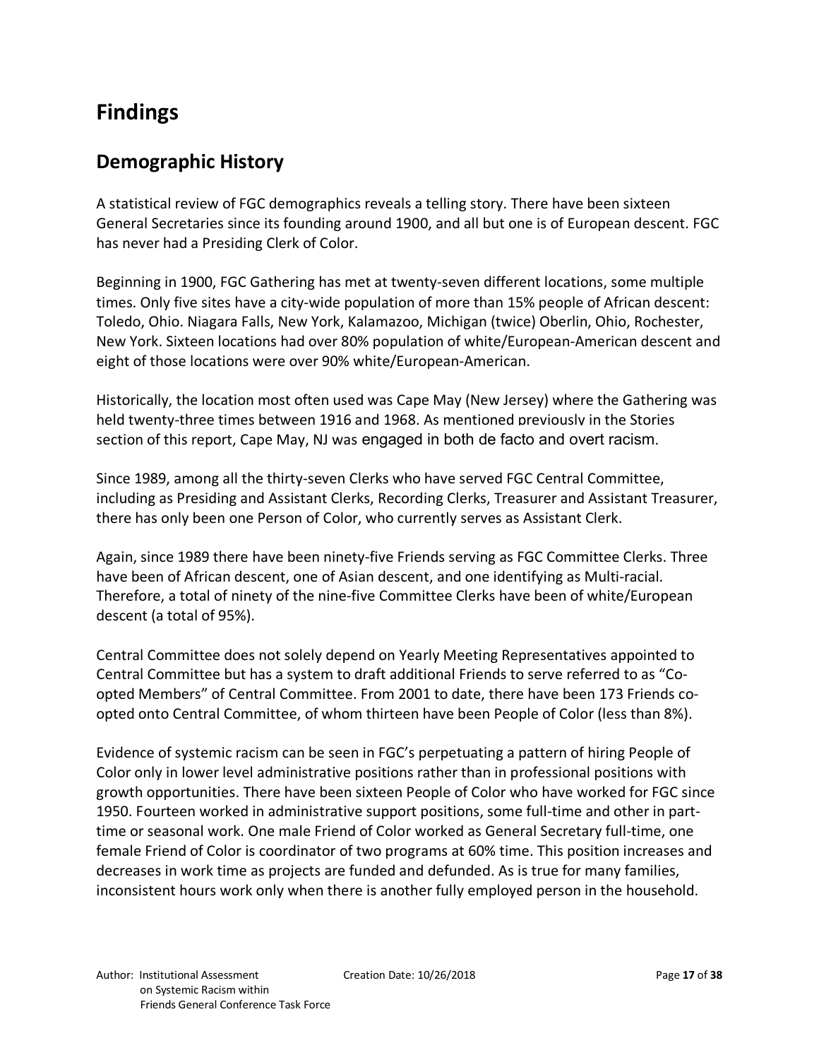# Findings

## Demographic History

A statistical review of FGC demographics reveals a telling story. There have been sixteen General Secretaries since its founding around 1900, and all but one is of European descent. FGC has never had a Presiding Clerk of Color.

Beginning in 1900, FGC Gathering has met at twenty-seven different locations, some multiple times. Only five sites have a city-wide population of more than 15% people of African descent: Toledo, Ohio. Niagara Falls, New York, Kalamazoo, Michigan (twice) Oberlin, Ohio, Rochester, New York. Sixteen locations had over 80% population of white/European-American descent and eight of those locations were over 90% white/European-American.

Historically, the location most often used was Cape May (New Jersey) where the Gathering was held twenty-three times between 1916 and 1968. As mentioned previously in the Stories section of this report, Cape May, NJ was engaged in both de facto and overt racism.

Since 1989, among all the thirty-seven Clerks who have served FGC Central Committee, including as Presiding and Assistant Clerks, Recording Clerks, Treasurer and Assistant Treasurer, there has only been one Person of Color, who currently serves as Assistant Clerk.

Again, since 1989 there have been ninety-five Friends serving as FGC Committee Clerks. Three have been of African descent, one of Asian descent, and one identifying as Multi-racial. Therefore, a total of ninety of the nine-five Committee Clerks have been of white/European descent (a total of 95%).

Central Committee does not solely depend on Yearly Meeting Representatives appointed to Central Committee but has a system to draft additional Friends to serve referred to as "Co-opted Members" of Central Committee. From 2001 to date, there have been 173 Friends co-opted onto Central Committee, of whom thirteen have been People of Color (less than 8%).

Evidence of systemic racism can be seen in FGC's perpetuating a pattern of hiring People of Color only in lower level administrative positions rather than in professional positions with growth opportunities. There have been sixteen People of Color who have worked for FGC since 1950. Fourteen worked in administrative support positions, some full-time and other in part-time or seasonal work. One male Friend of Color worked as General Secretary full-time, one female Friend of Color is coordinator of two programs at 60% time. This position increases and decreases in work time as projects are funded and defunded. As is true for many families, inconsistent hours work only when there is another fully employed person in the household.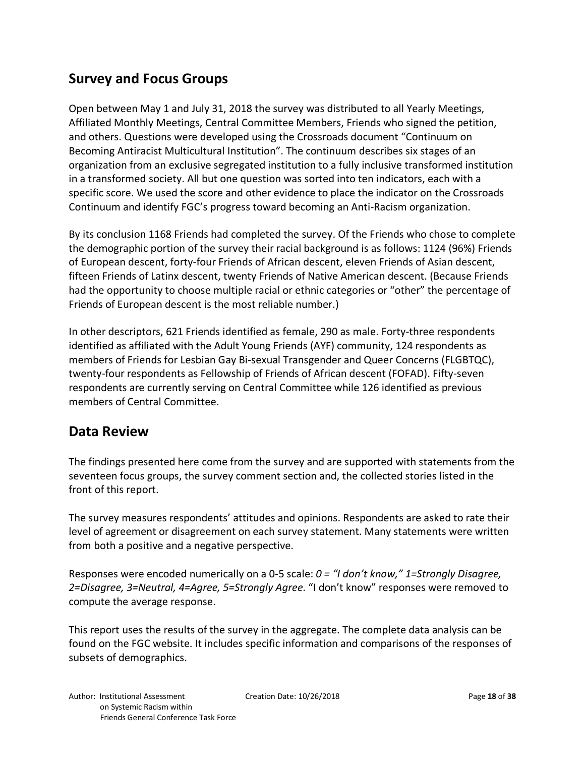## Survey and Focus Groups

Open between May 1 and July 31, 2018 the survey was distributed to all Yearly Meetings, Affiliated Monthly Meetings, Central Committee Members, Friends who signed the petition, and others. Questions were developed using the Crossroads document "Continuum on Becoming Antiracist Multicultural Institution". The continuum describes six stages of an organization from an exclusive segregated institution to a fully inclusive transformed institution in a transformed society. All but one question was sorted into ten indicators, each with a specific score. We used the score and other evidence to place the indicator on the Crossroads Continuum and identify FGC's progress toward becoming an Anti-Racism organization.

By its conclusion 1168 Friends had completed the survey. Of the Friends who chose to complete the demographic portion of the survey their racial background is as follows: 1124 (96%) Friends of European descent, forty-four Friends of African descent, eleven Friends of Asian descent, fifteen Friends of Latinx descent, twenty Friends of Native American descent. (Because Friends had the opportunity to choose multiple racial or ethnic categories or "other" the percentage of Friends of European descent is the most reliable number.)

In other descriptors, 621 Friends identified as female, 290 as male. Forty-three respondents identified as affiliated with the Adult Young Friends (AYF) community, 124 respondents as members of Friends for Lesbian Gay Bi-sexual Transgender and Queer Concerns (FLGBTQC), twenty-four respondents as Fellowship of Friends of African descent (FOFAD). Fifty-seven respondents are currently serving on Central Committee while 126 identified as previous members of Central Committee.

## Data Review

The findings presented here come from the survey and are supported with statements from the seventeen focus groups, the survey comment section and, the collected stories listed in the front of this report.

The survey measures respondents' attitudes and opinions. Respondents are asked to rate their level of agreement or disagreement on each survey statement. Many statements were written from both a positive and a negative perspective.

Responses were encoded numerically on a 0-5 scale: *0 = "I don't know," 1=Strongly Disagree, 2=Disagree, 3=Neutral, 4=Agree, 5=Strongly Agree.* "I don't know" responses were removed to compute the average response.

This report uses the results of the survey in the aggregate. The complete data analysis can be found on the FGC website. It includes specific information and comparisons of the responses of subsets of demographics.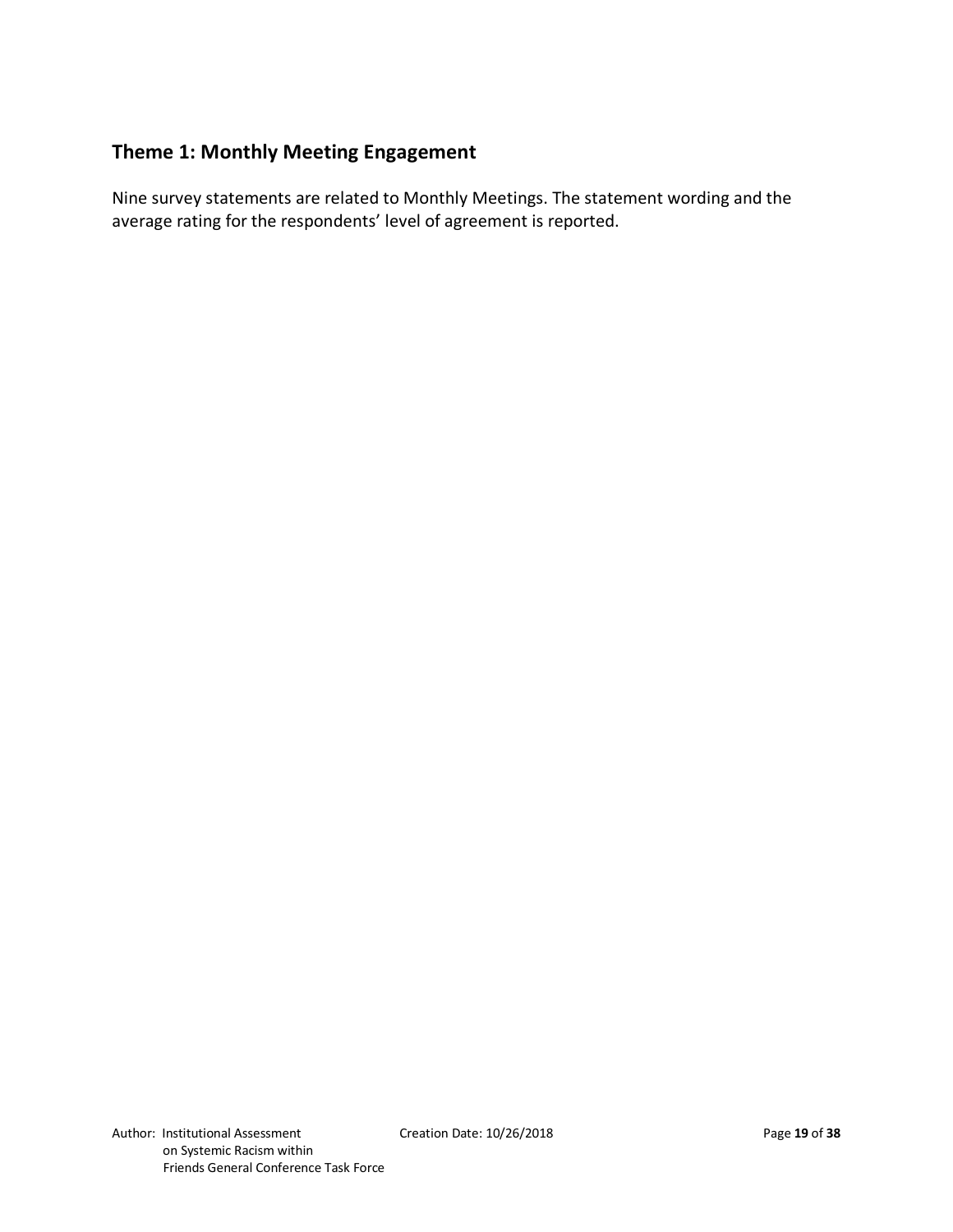## Theme 1: Monthly Meeting Engagement

Nine survey statements are related to Monthly Meetings. The statement wording and the average rating for the respondents' level of agreement is reported.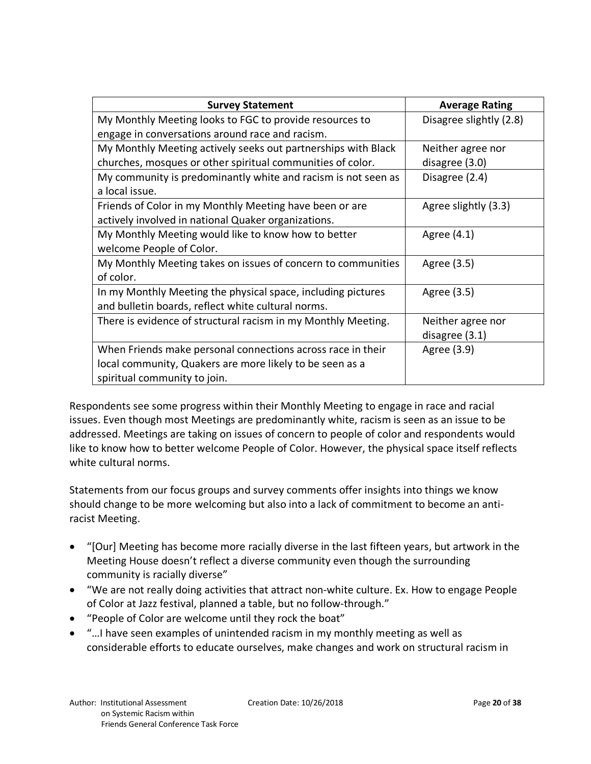| Survey Statement | Average Rating |
| --- | --- |
| My Monthly Meeting looks to FGC to provide resources to engage in conversations around race and racism. | Disagree slightly (2.8) |
| My Monthly Meeting actively seeks out partnerships with Black churches, mosques or other spiritual communities of color. | Neither agree nor disagree (3.0) |
| My community is predominantly white and racism is not seen as a local issue. | Disagree (2.4) |
| Friends of Color in my Monthly Meeting have been or are actively involved in national Quaker organizations. | Agree slightly (3.3) |
| My Monthly Meeting would like to know how to better welcome People of Color. | Agree (4.1) |
| My Monthly Meeting takes on issues of concern to communities of color. | Agree (3.5) |
| In my Monthly Meeting the physical space, including pictures and bulletin boards, reflect white cultural norms. | Agree (3.5) |
| There is evidence of structural racism in my Monthly Meeting. | Neither agree nor disagree (3.1) |
| When Friends make personal connections across race in their local community, Quakers are more likely to be seen as a spiritual community to join. | Agree (3.9) |

Respondents see some progress within their Monthly Meeting to engage in race and racial issues. Even though most Meetings are predominantly white, racism is seen as an issue to be addressed. Meetings are taking on issues of concern to people of color and respondents would like to know how to better welcome People of Color. However, the physical space itself reflects white cultural norms.

Statements from our focus groups and survey comments offer insights into things we know should change to be more welcoming but also into a lack of commitment to become an anti-racist Meeting.

- "[Our] Meeting has become more racially diverse in the last fifteen years, but artwork in the Meeting House doesn't reflect a diverse community even though the surrounding community is racially diverse"
- "We are not really doing activities that attract non-white culture. Ex. How to engage People of Color at Jazz festival, planned a table, but no follow-through."
- "People of Color are welcome until they rock the boat"
- "…I have seen examples of unintended racism in my monthly meeting as well as considerable efforts to educate ourselves, make changes and work on structural racism in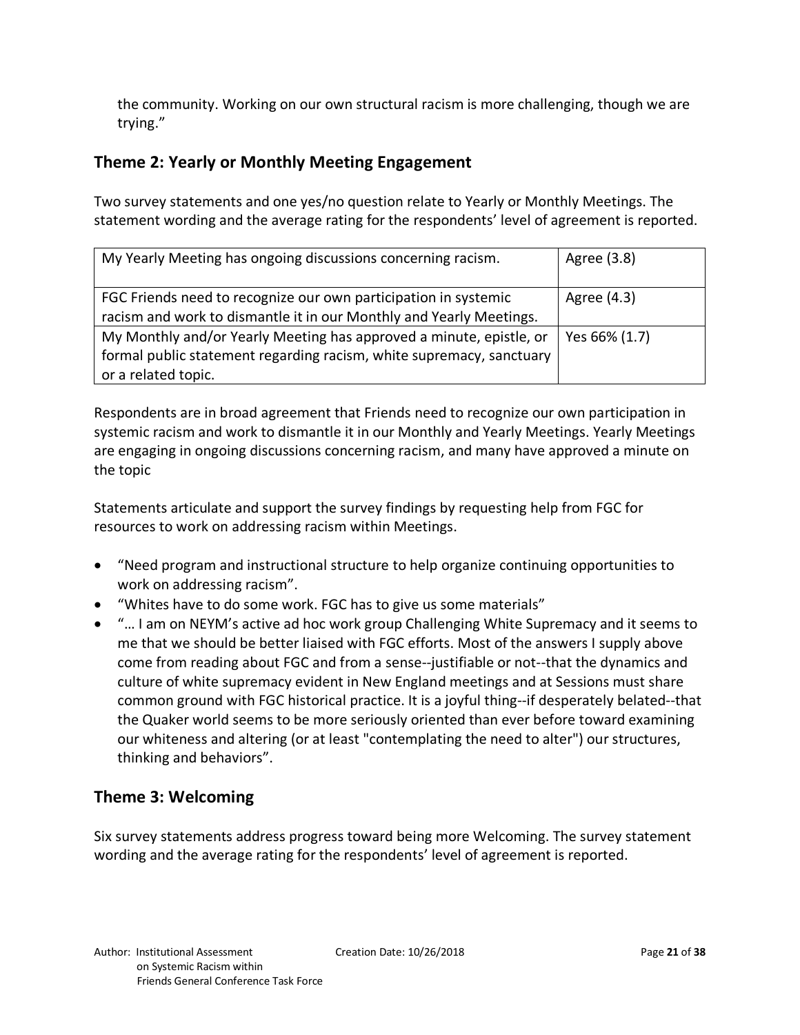the community. Working on our own structural racism is more challenging, though we are trying."

## Theme 2: Yearly or Monthly Meeting Engagement

Two survey statements and one yes/no question relate to Yearly or Monthly Meetings. The statement wording and the average rating for the respondents' level of agreement is reported.

| | |
|---|---|
| My Yearly Meeting has ongoing discussions concerning racism. | Agree (3.8) |
| FGC Friends need to recognize our own participation in systemic racism and work to dismantle it in our Monthly and Yearly Meetings. | Agree (4.3) |
| My Monthly and/or Yearly Meeting has approved a minute, epistle, or formal public statement regarding racism, white supremacy, sanctuary or a related topic. | Yes 66% (1.7) |

Respondents are in broad agreement that Friends need to recognize our own participation in systemic racism and work to dismantle it in our Monthly and Yearly Meetings. Yearly Meetings are engaging in ongoing discussions concerning racism, and many have approved a minute on the topic

Statements articulate and support the survey findings by requesting help from FGC for resources to work on addressing racism within Meetings.

- "Need program and instructional structure to help organize continuing opportunities to work on addressing racism".
- "Whites have to do some work. FGC has to give us some materials"
- "… I am on NEYM's active ad hoc work group Challenging White Supremacy and it seems to me that we should be better liaised with FGC efforts. Most of the answers I supply above come from reading about FGC and from a sense--justifiable or not--that the dynamics and culture of white supremacy evident in New England meetings and at Sessions must share common ground with FGC historical practice. It is a joyful thing--if desperately belated--that the Quaker world seems to be more seriously oriented than ever before toward examining our whiteness and altering (or at least "contemplating the need to alter") our structures, thinking and behaviors".

## Theme 3: Welcoming

Six survey statements address progress toward being more Welcoming. The survey statement wording and the average rating for the respondents' level of agreement is reported.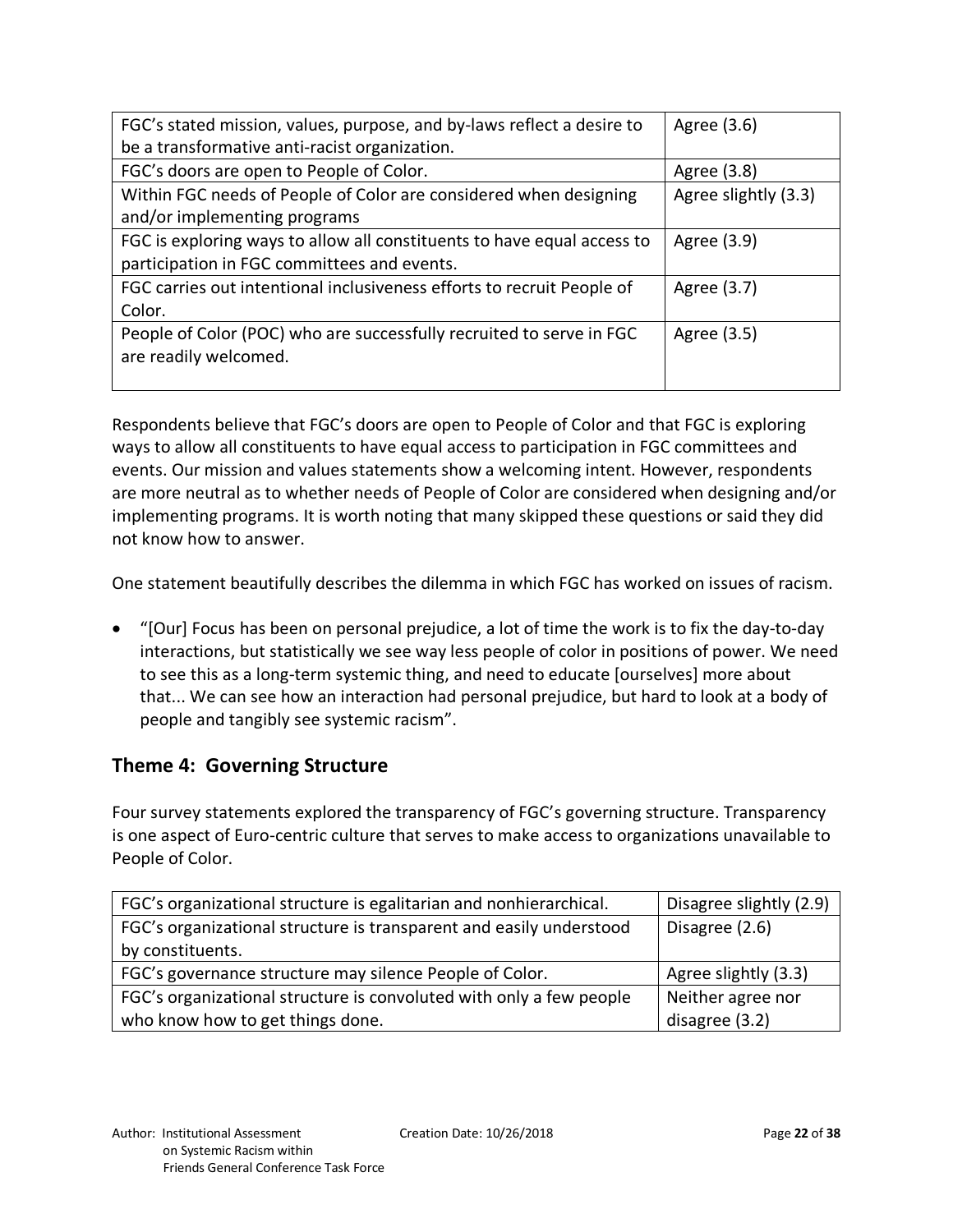| FGC's stated mission, values, purpose, and by-laws reflect a desire to be a transformative anti-racist organization. | Agree (3.6) |
| --- | --- |
| FGC's doors are open to People of Color. | Agree (3.8) |
| Within FGC needs of People of Color are considered when designing and/or implementing programs | Agree slightly (3.3) |
| FGC is exploring ways to allow all constituents to have equal access to participation in FGC committees and events. | Agree (3.9) |
| FGC carries out intentional inclusiveness efforts to recruit People of Color. | Agree (3.7) |
| People of Color (POC) who are successfully recruited to serve in FGC are readily welcomed. | Agree (3.5) |

Respondents believe that FGC's doors are open to People of Color and that FGC is exploring ways to allow all constituents to have equal access to participation in FGC committees and events. Our mission and values statements show a welcoming intent. However, respondents are more neutral as to whether needs of People of Color are considered when designing and/or implementing programs. It is worth noting that many skipped these questions or said they did not know how to answer.

One statement beautifully describes the dilemma in which FGC has worked on issues of racism.

- "[Our] Focus has been on personal prejudice, a lot of time the work is to fix the day-to-day interactions, but statistically we see way less people of color in positions of power. We need to see this as a long-term systemic thing, and need to educate [ourselves] more about that... We can see how an interaction had personal prejudice, but hard to look at a body of people and tangibly see systemic racism".

## Theme 4: Governing Structure

Four survey statements explored the transparency of FGC's governing structure. Transparency is one aspect of Euro-centric culture that serves to make access to organizations unavailable to People of Color.

| FGC's organizational structure is egalitarian and nonhierarchical. | Disagree slightly (2.9) |
| --- | --- |
| FGC's organizational structure is transparent and easily understood by constituents. | Disagree (2.6) |
| FGC's governance structure may silence People of Color. | Agree slightly (3.3) |
| FGC's organizational structure is convoluted with only a few people who know how to get things done. | Neither agree nor disagree (3.2) |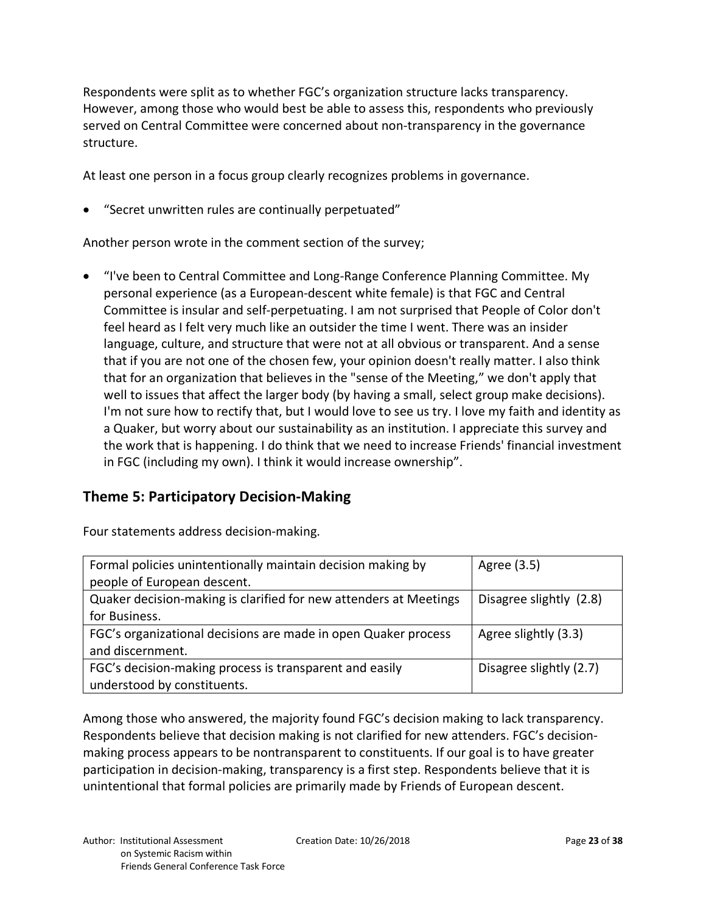Respondents were split as to whether FGC's organization structure lacks transparency. However, among those who would best be able to assess this, respondents who previously served on Central Committee were concerned about non-transparency in the governance structure.

At least one person in a focus group clearly recognizes problems in governance.

- "Secret unwritten rules are continually perpetuated"

Another person wrote in the comment section of the survey;

- "I've been to Central Committee and Long-Range Conference Planning Committee. My personal experience (as a European-descent white female) is that FGC and Central Committee is insular and self-perpetuating. I am not surprised that People of Color don't feel heard as I felt very much like an outsider the time I went. There was an insider language, culture, and structure that were not at all obvious or transparent. And a sense that if you are not one of the chosen few, your opinion doesn't really matter. I also think that for an organization that believes in the "sense of the Meeting," we don't apply that well to issues that affect the larger body (by having a small, select group make decisions). I'm not sure how to rectify that, but I would love to see us try. I love my faith and identity as a Quaker, but worry about our sustainability as an institution. I appreciate this survey and the work that is happening. I do think that we need to increase Friends' financial investment in FGC (including my own). I think it would increase ownership".

## Theme 5: Participatory Decision-Making

Four statements address decision-making.

| Statement | Response |
|---|---|
| Formal policies unintentionally maintain decision making by people of European descent. | Agree (3.5) |
| Quaker decision-making is clarified for new attenders at Meetings for Business. | Disagree slightly (2.8) |
| FGC's organizational decisions are made in open Quaker process and discernment. | Agree slightly (3.3) |
| FGC's decision-making process is transparent and easily understood by constituents. | Disagree slightly (2.7) |

Among those who answered, the majority found FGC's decision making to lack transparency. Respondents believe that decision making is not clarified for new attenders. FGC's decision-making process appears to be nontransparent to constituents. If our goal is to have greater participation in decision-making, transparency is a first step. Respondents believe that it is unintentional that formal policies are primarily made by Friends of European descent.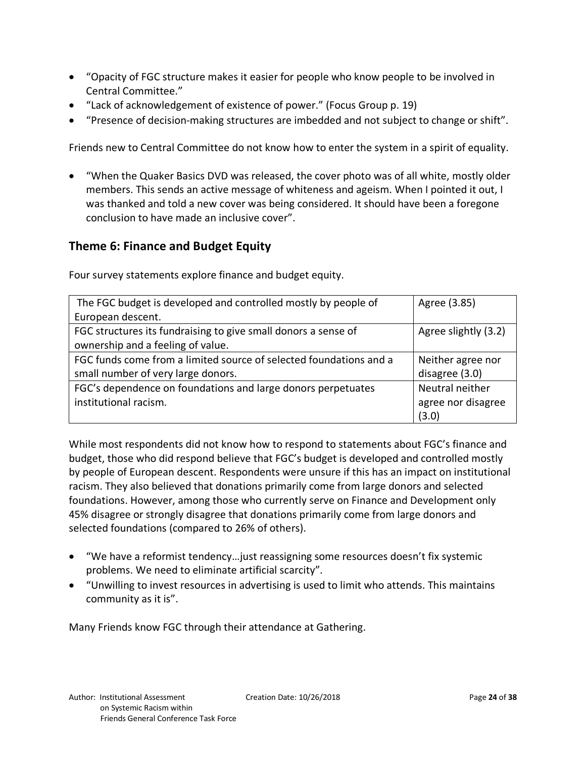- "Opacity of FGC structure makes it easier for people who know people to be involved in Central Committee."
- "Lack of acknowledgement of existence of power." (Focus Group p. 19)
- "Presence of decision-making structures are imbedded and not subject to change or shift".

Friends new to Central Committee do not know how to enter the system in a spirit of equality.

- "When the Quaker Basics DVD was released, the cover photo was of all white, mostly older members. This sends an active message of whiteness and ageism. When I pointed it out, I was thanked and told a new cover was being considered. It should have been a foregone conclusion to have made an inclusive cover".

## Theme 6: Finance and Budget Equity

Four survey statements explore finance and budget equity.

| Statement | Response |
|---|---|
| The FGC budget is developed and controlled mostly by people of European descent. | Agree (3.85) |
| FGC structures its fundraising to give small donors a sense of ownership and a feeling of value. | Agree slightly (3.2) |
| FGC funds come from a limited source of selected foundations and a small number of very large donors. | Neither agree nor disagree (3.0) |
| FGC's dependence on foundations and large donors perpetuates institutional racism. | Neutral neither agree nor disagree (3.0) |

While most respondents did not know how to respond to statements about FGC's finance and budget, those who did respond believe that FGC's budget is developed and controlled mostly by people of European descent. Respondents were unsure if this has an impact on institutional racism. They also believed that donations primarily come from large donors and selected foundations. However, among those who currently serve on Finance and Development only 45% disagree or strongly disagree that donations primarily come from large donors and selected foundations (compared to 26% of others).

- "We have a reformist tendency…just reassigning some resources doesn't fix systemic problems. We need to eliminate artificial scarcity".
- "Unwilling to invest resources in advertising is used to limit who attends. This maintains community as it is".

Many Friends know FGC through their attendance at Gathering.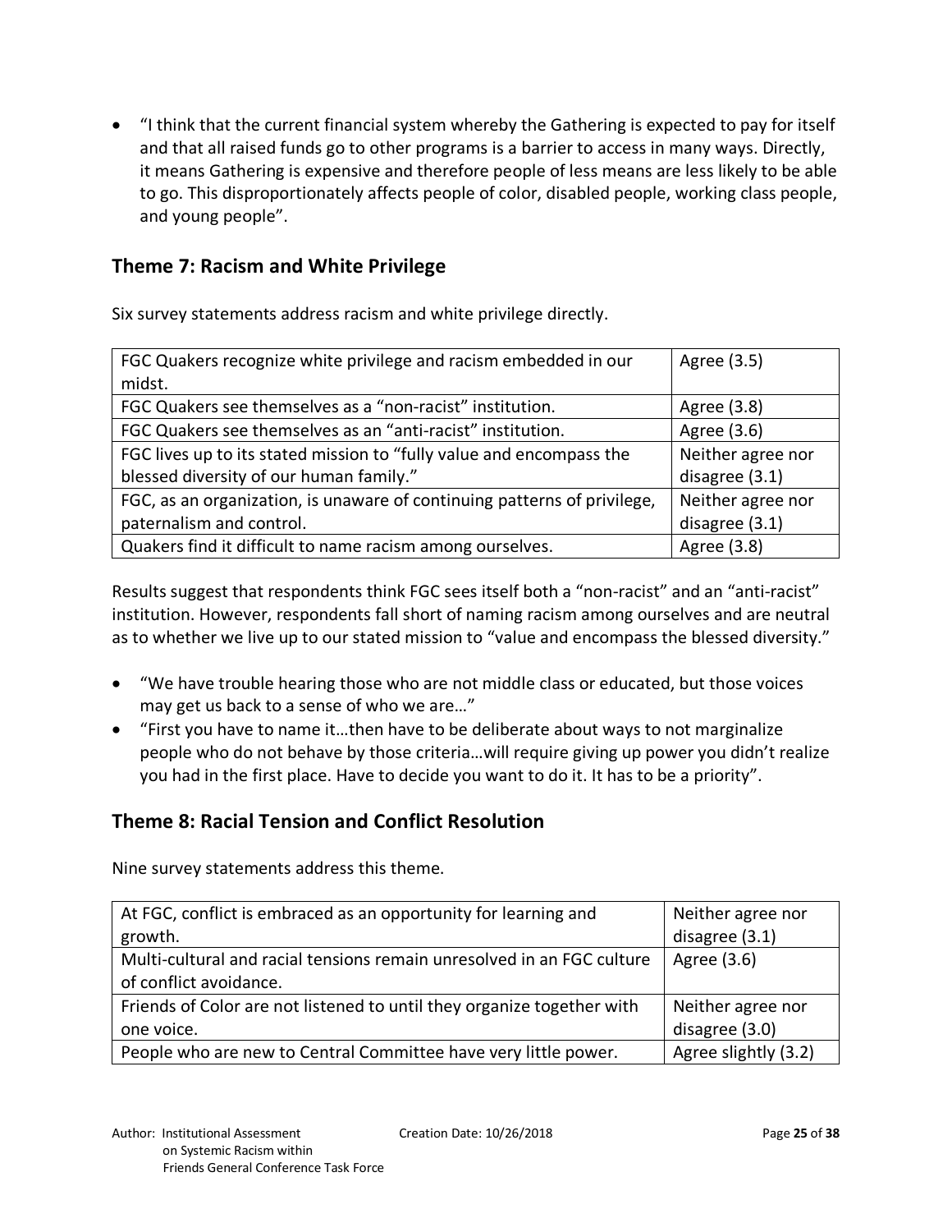- "I think that the current financial system whereby the Gathering is expected to pay for itself and that all raised funds go to other programs is a barrier to access in many ways. Directly, it means Gathering is expensive and therefore people of less means are less likely to be able to go. This disproportionately affects people of color, disabled people, working class people, and young people".

## Theme 7: Racism and White Privilege

Six survey statements address racism and white privilege directly.

| | |
|---|---|
| FGC Quakers recognize white privilege and racism embedded in our midst. | Agree (3.5) |
| FGC Quakers see themselves as a "non-racist" institution. | Agree (3.8) |
| FGC Quakers see themselves as an "anti-racist" institution. | Agree (3.6) |
| FGC lives up to its stated mission to "fully value and encompass the blessed diversity of our human family." | Neither agree nor disagree (3.1) |
| FGC, as an organization, is unaware of continuing patterns of privilege, paternalism and control. | Neither agree nor disagree (3.1) |
| Quakers find it difficult to name racism among ourselves. | Agree (3.8) |

Results suggest that respondents think FGC sees itself both a "non-racist" and an "anti-racist" institution. However, respondents fall short of naming racism among ourselves and are neutral as to whether we live up to our stated mission to "value and encompass the blessed diversity."

- "We have trouble hearing those who are not middle class or educated, but those voices may get us back to a sense of who we are…"
- "First you have to name it…then have to be deliberate about ways to not marginalize people who do not behave by those criteria…will require giving up power you didn't realize you had in the first place. Have to decide you want to do it. It has to be a priority".

## Theme 8: Racial Tension and Conflict Resolution

Nine survey statements address this theme.

| | |
|---|---|
| At FGC, conflict is embraced as an opportunity for learning and growth. | Neither agree nor disagree (3.1) |
| Multi-cultural and racial tensions remain unresolved in an FGC culture of conflict avoidance. | Agree (3.6) |
| Friends of Color are not listened to until they organize together with one voice. | Neither agree nor disagree (3.0) |
| People who are new to Central Committee have very little power. | Agree slightly (3.2) |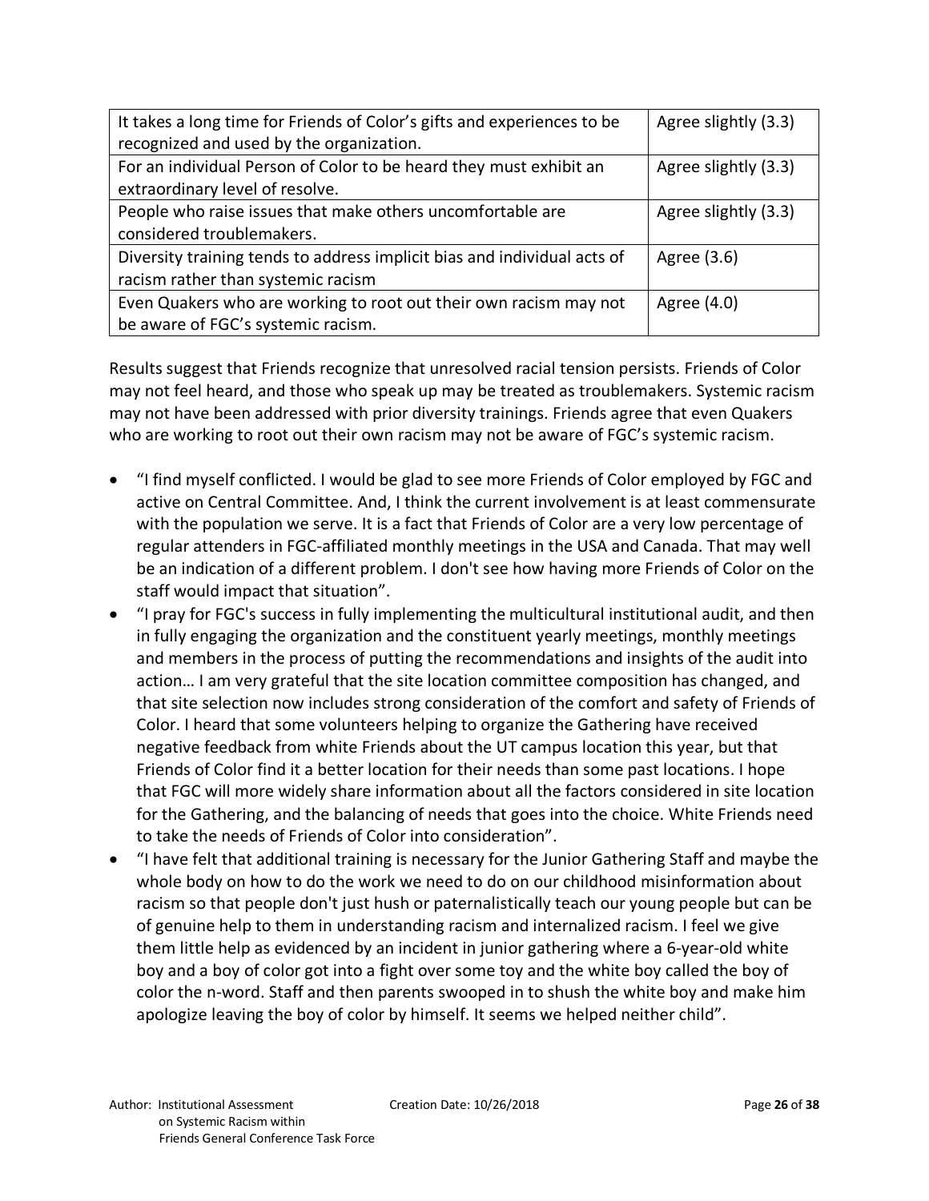| It takes a long time for Friends of Color's gifts and experiences to be recognized and used by the organization. | Agree slightly (3.3) |
|---|---|
| For an individual Person of Color to be heard they must exhibit an extraordinary level of resolve. | Agree slightly (3.3) |
| People who raise issues that make others uncomfortable are considered troublemakers. | Agree slightly (3.3) |
| Diversity training tends to address implicit bias and individual acts of racism rather than systemic racism | Agree (3.6) |
| Even Quakers who are working to root out their own racism may not be aware of FGC's systemic racism. | Agree (4.0) |

Results suggest that Friends recognize that unresolved racial tension persists. Friends of Color may not feel heard, and those who speak up may be treated as troublemakers. Systemic racism may not have been addressed with prior diversity trainings. Friends agree that even Quakers who are working to root out their own racism may not be aware of FGC's systemic racism.

- "I find myself conflicted. I would be glad to see more Friends of Color employed by FGC and active on Central Committee. And, I think the current involvement is at least commensurate with the population we serve. It is a fact that Friends of Color are a very low percentage of regular attenders in FGC-affiliated monthly meetings in the USA and Canada. That may well be an indication of a different problem. I don't see how having more Friends of Color on the staff would impact that situation".
- "I pray for FGC's success in fully implementing the multicultural institutional audit, and then in fully engaging the organization and the constituent yearly meetings, monthly meetings and members in the process of putting the recommendations and insights of the audit into action… I am very grateful that the site location committee composition has changed, and that site selection now includes strong consideration of the comfort and safety of Friends of Color. I heard that some volunteers helping to organize the Gathering have received negative feedback from white Friends about the UT campus location this year, but that Friends of Color find it a better location for their needs than some past locations. I hope that FGC will more widely share information about all the factors considered in site location for the Gathering, and the balancing of needs that goes into the choice. White Friends need to take the needs of Friends of Color into consideration".
- "I have felt that additional training is necessary for the Junior Gathering Staff and maybe the whole body on how to do the work we need to do on our childhood misinformation about racism so that people don't just hush or paternalistically teach our young people but can be of genuine help to them in understanding racism and internalized racism. I feel we give them little help as evidenced by an incident in junior gathering where a 6-year-old white boy and a boy of color got into a fight over some toy and the white boy called the boy of color the n-word. Staff and then parents swooped in to shush the white boy and make him apologize leaving the boy of color by himself. It seems we helped neither child".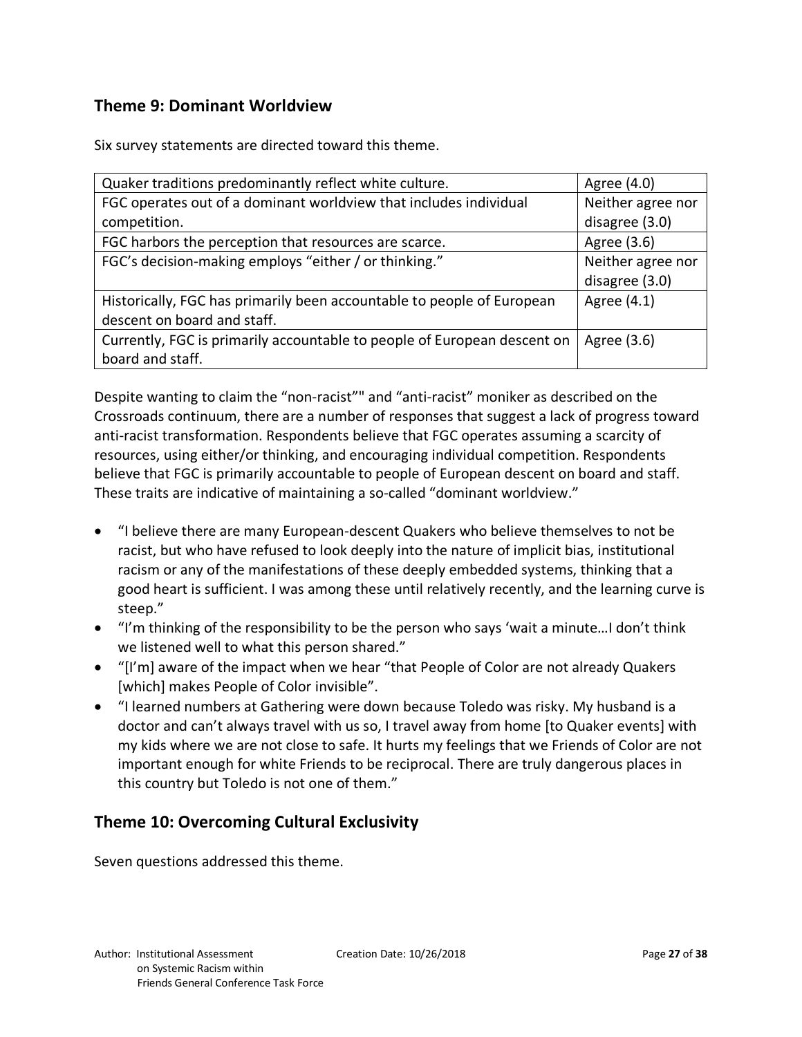## Theme 9: Dominant Worldview

Six survey statements are directed toward this theme.

| | |
|---|---|
| Quaker traditions predominantly reflect white culture. | Agree (4.0) |
| FGC operates out of a dominant worldview that includes individual competition. | Neither agree nor disagree (3.0) |
| FGC harbors the perception that resources are scarce. | Agree (3.6) |
| FGC's decision-making employs "either / or thinking." | Neither agree nor disagree (3.0) |
| Historically, FGC has primarily been accountable to people of European descent on board and staff. | Agree (4.1) |
| Currently, FGC is primarily accountable to people of European descent on board and staff. | Agree (3.6) |

Despite wanting to claim the "non-racist"" and "anti-racist" moniker as described on the Crossroads continuum, there are a number of responses that suggest a lack of progress toward anti-racist transformation. Respondents believe that FGC operates assuming a scarcity of resources, using either/or thinking, and encouraging individual competition. Respondents believe that FGC is primarily accountable to people of European descent on board and staff. These traits are indicative of maintaining a so-called "dominant worldview."

- "I believe there are many European-descent Quakers who believe themselves to not be racist, but who have refused to look deeply into the nature of implicit bias, institutional racism or any of the manifestations of these deeply embedded systems, thinking that a good heart is sufficient. I was among these until relatively recently, and the learning curve is steep."
- "I'm thinking of the responsibility to be the person who says 'wait a minute…I don't think we listened well to what this person shared."
- "[I'm] aware of the impact when we hear "that People of Color are not already Quakers [which] makes People of Color invisible".
- "I learned numbers at Gathering were down because Toledo was risky. My husband is a doctor and can't always travel with us so, I travel away from home [to Quaker events] with my kids where we are not close to safe. It hurts my feelings that we Friends of Color are not important enough for white Friends to be reciprocal. There are truly dangerous places in this country but Toledo is not one of them."

## Theme 10: Overcoming Cultural Exclusivity

Seven questions addressed this theme.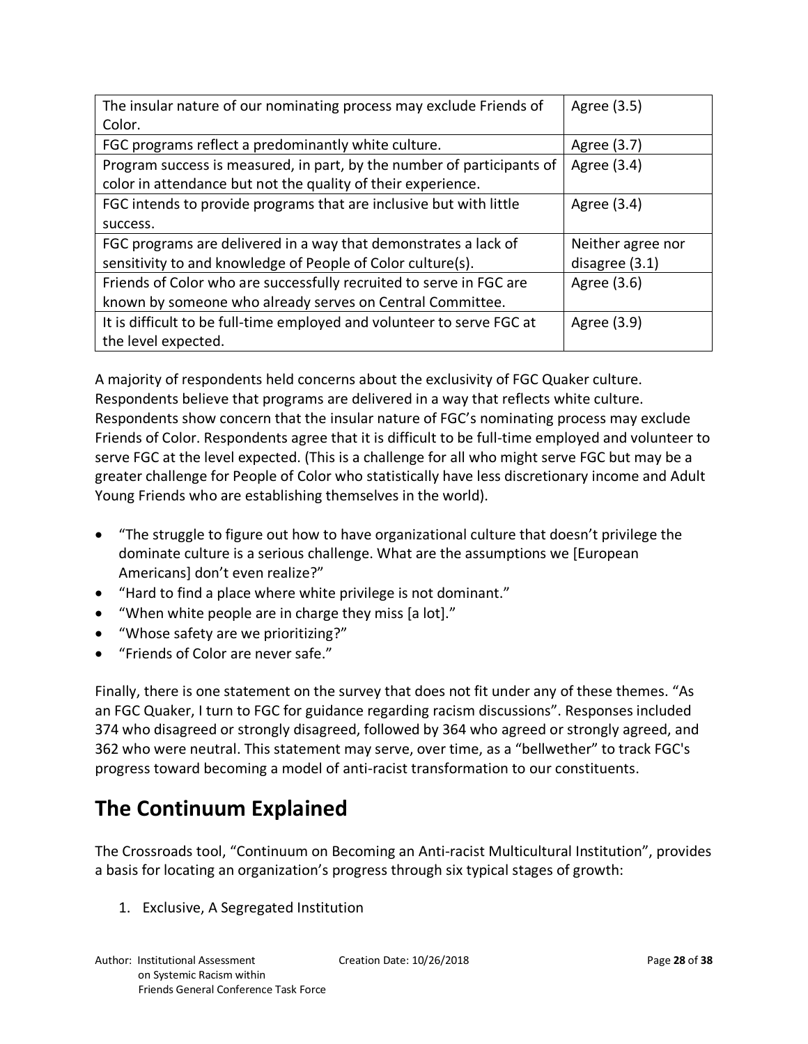| The insular nature of our nominating process may exclude Friends of Color. | Agree (3.5) |
|---|---|
| FGC programs reflect a predominantly white culture. | Agree (3.7) |
| Program success is measured, in part, by the number of participants of color in attendance but not the quality of their experience. | Agree (3.4) |
| FGC intends to provide programs that are inclusive but with little success. | Agree (3.4) |
| FGC programs are delivered in a way that demonstrates a lack of sensitivity to and knowledge of People of Color culture(s). | Neither agree nor disagree (3.1) |
| Friends of Color who are successfully recruited to serve in FGC are known by someone who already serves on Central Committee. | Agree (3.6) |
| It is difficult to be full-time employed and volunteer to serve FGC at the level expected. | Agree (3.9) |

A majority of respondents held concerns about the exclusivity of FGC Quaker culture. Respondents believe that programs are delivered in a way that reflects white culture. Respondents show concern that the insular nature of FGC's nominating process may exclude Friends of Color. Respondents agree that it is difficult to be full-time employed and volunteer to serve FGC at the level expected. (This is a challenge for all who might serve FGC but may be a greater challenge for People of Color who statistically have less discretionary income and Adult Young Friends who are establishing themselves in the world).

- "The struggle to figure out how to have organizational culture that doesn't privilege the dominate culture is a serious challenge. What are the assumptions we [European Americans] don't even realize?"
- "Hard to find a place where white privilege is not dominant."
- "When white people are in charge they miss [a lot]."
- "Whose safety are we prioritizing?"
- "Friends of Color are never safe."

Finally, there is one statement on the survey that does not fit under any of these themes. "As an FGC Quaker, I turn to FGC for guidance regarding racism discussions". Responses included 374 who disagreed or strongly disagreed, followed by 364 who agreed or strongly agreed, and 362 who were neutral. This statement may serve, over time, as a "bellwether" to track FGC's progress toward becoming a model of anti-racist transformation to our constituents.

## The Continuum Explained

The Crossroads tool, "Continuum on Becoming an Anti-racist Multicultural Institution", provides a basis for locating an organization's progress through six typical stages of growth:

1. Exclusive, A Segregated Institution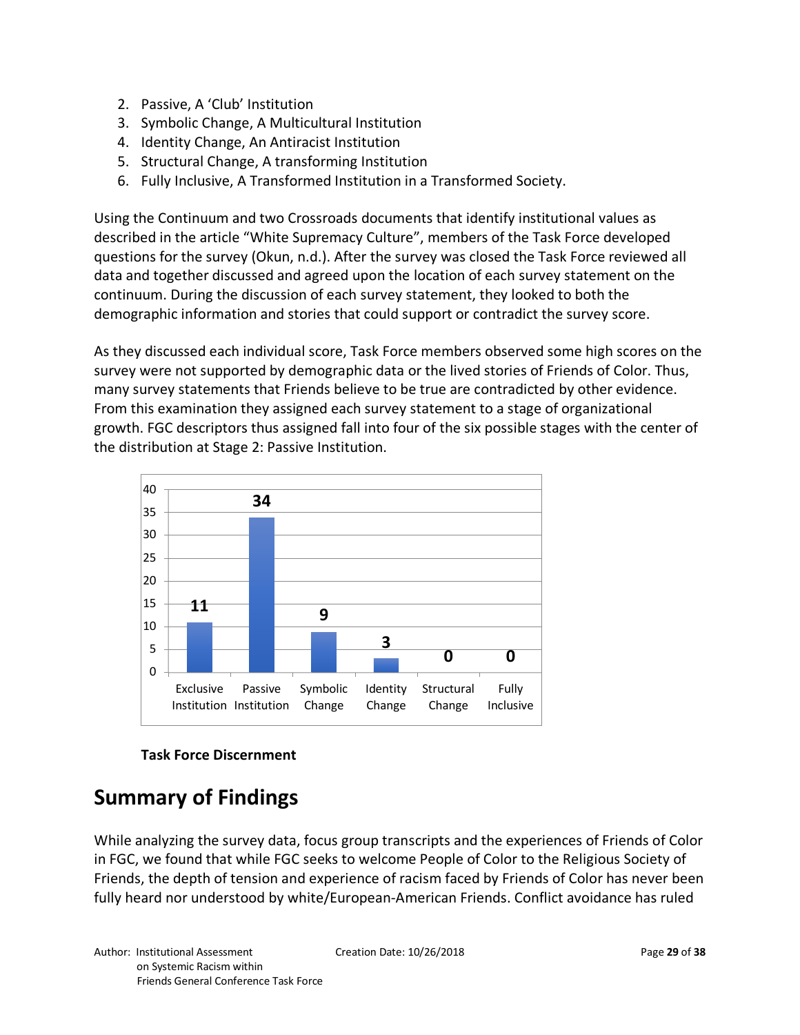2. Passive, A 'Club' Institution
3. Symbolic Change, A Multicultural Institution
4. Identity Change, An Antiracist Institution
5. Structural Change, A transforming Institution
6. Fully Inclusive, A Transformed Institution in a Transformed Society.

Using the Continuum and two Crossroads documents that identify institutional values as described in the article "White Supremacy Culture", members of the Task Force developed questions for the survey (Okun, n.d.). After the survey was closed the Task Force reviewed all data and together discussed and agreed upon the location of each survey statement on the continuum. During the discussion of each survey statement, they looked to both the demographic information and stories that could support or contradict the survey score.

As they discussed each individual score, Task Force members observed some high scores on the survey were not supported by demographic data or the lived stories of Friends of Color. Thus, many survey statements that Friends believe to be true are contradicted by other evidence. From this examination they assigned each survey statement to a stage of organizational growth. FGC descriptors thus assigned fall into four of the six possible stages with the center of the distribution at Stage 2: Passive Institution.

| Exclusive Institution | Passive Institution | Symbolic Change | Identity Change | Structural Change | Fully Inclusive |
|---|---|---|---|---|---|
| 11 | 34 | 9 | 3 | 0 | 0 |

**Task Force Discernment**

## Summary of Findings

While analyzing the survey data, focus group transcripts and the experiences of Friends of Color in FGC, we found that while FGC seeks to welcome People of Color to the Religious Society of Friends, the depth of tension and experience of racism faced by Friends of Color has never been fully heard nor understood by white/European-American Friends. Conflict avoidance has ruled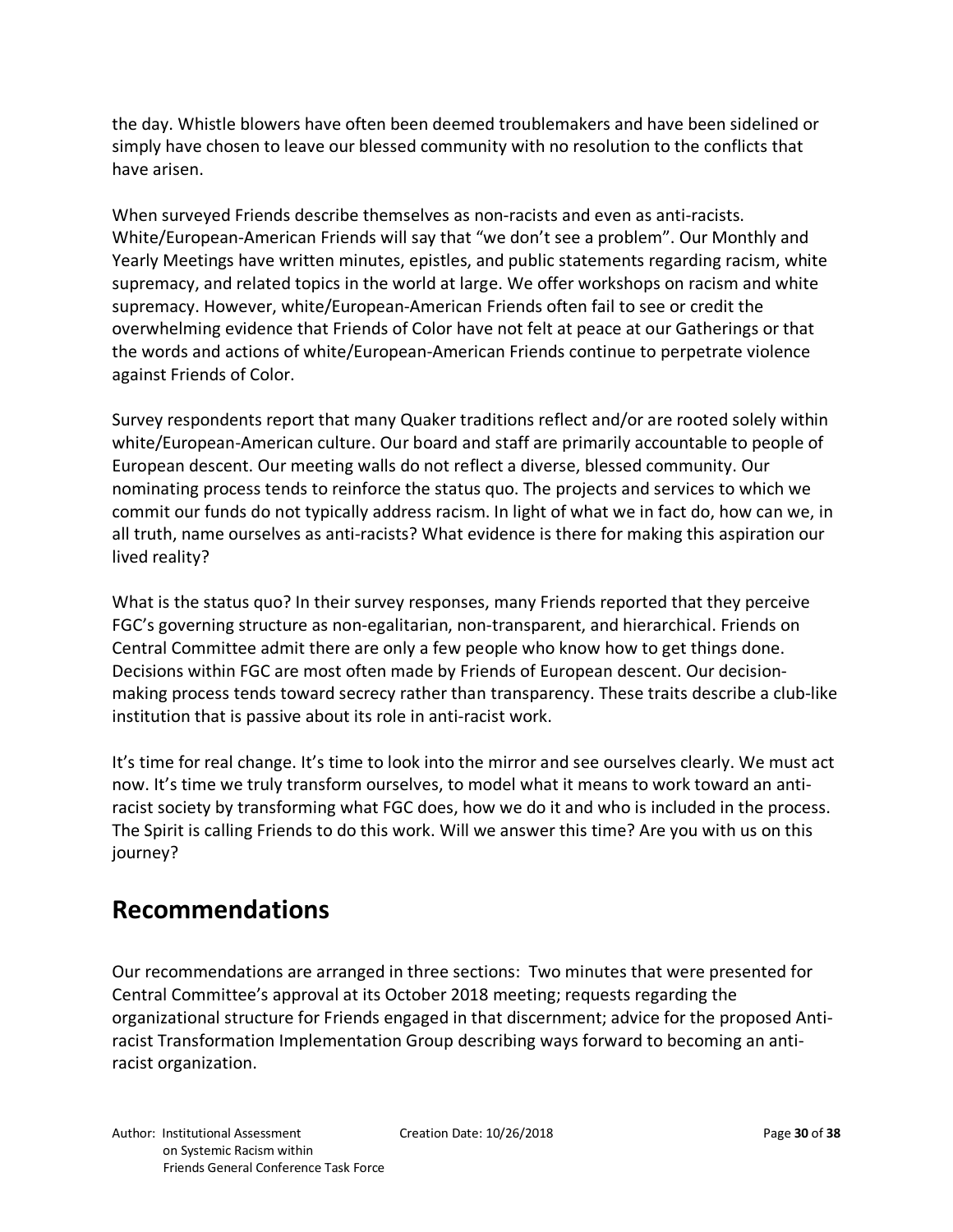the day. Whistle blowers have often been deemed troublemakers and have been sidelined or simply have chosen to leave our blessed community with no resolution to the conflicts that have arisen.

When surveyed Friends describe themselves as non-racists and even as anti-racists. White/European-American Friends will say that "we don't see a problem". Our Monthly and Yearly Meetings have written minutes, epistles, and public statements regarding racism, white supremacy, and related topics in the world at large. We offer workshops on racism and white supremacy. However, white/European-American Friends often fail to see or credit the overwhelming evidence that Friends of Color have not felt at peace at our Gatherings or that the words and actions of white/European-American Friends continue to perpetrate violence against Friends of Color.

Survey respondents report that many Quaker traditions reflect and/or are rooted solely within white/European-American culture. Our board and staff are primarily accountable to people of European descent. Our meeting walls do not reflect a diverse, blessed community. Our nominating process tends to reinforce the status quo. The projects and services to which we commit our funds do not typically address racism. In light of what we in fact do, how can we, in all truth, name ourselves as anti-racists? What evidence is there for making this aspiration our lived reality?

What is the status quo? In their survey responses, many Friends reported that they perceive FGC's governing structure as non-egalitarian, non-transparent, and hierarchical. Friends on Central Committee admit there are only a few people who know how to get things done. Decisions within FGC are most often made by Friends of European descent. Our decision-making process tends toward secrecy rather than transparency. These traits describe a club-like institution that is passive about its role in anti-racist work.

It's time for real change. It's time to look into the mirror and see ourselves clearly. We must act now. It's time we truly transform ourselves, to model what it means to work toward an anti-racist society by transforming what FGC does, how we do it and who is included in the process. The Spirit is calling Friends to do this work. Will we answer this time? Are you with us on this journey?

## Recommendations

Our recommendations are arranged in three sections: Two minutes that were presented for Central Committee's approval at its October 2018 meeting; requests regarding the organizational structure for Friends engaged in that discernment; advice for the proposed Anti-racist Transformation Implementation Group describing ways forward to becoming an anti-racist organization.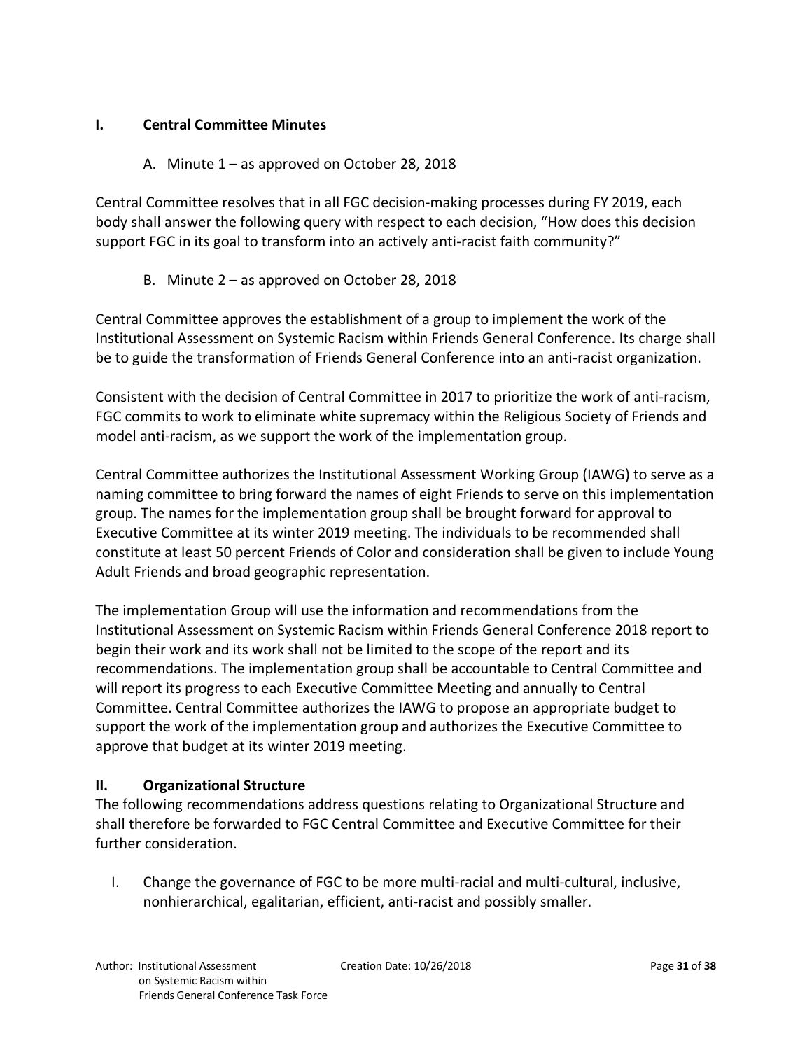## I. Central Committee Minutes

### A. Minute 1 – as approved on October 28, 2018

Central Committee resolves that in all FGC decision-making processes during FY 2019, each body shall answer the following query with respect to each decision, "How does this decision support FGC in its goal to transform into an actively anti-racist faith community?"

### B. Minute 2 – as approved on October 28, 2018

Central Committee approves the establishment of a group to implement the work of the Institutional Assessment on Systemic Racism within Friends General Conference. Its charge shall be to guide the transformation of Friends General Conference into an anti-racist organization.

Consistent with the decision of Central Committee in 2017 to prioritize the work of anti-racism, FGC commits to work to eliminate white supremacy within the Religious Society of Friends and model anti-racism, as we support the work of the implementation group.

Central Committee authorizes the Institutional Assessment Working Group (IAWG) to serve as a naming committee to bring forward the names of eight Friends to serve on this implementation group. The names for the implementation group shall be brought forward for approval to Executive Committee at its winter 2019 meeting. The individuals to be recommended shall constitute at least 50 percent Friends of Color and consideration shall be given to include Young Adult Friends and broad geographic representation.

The implementation Group will use the information and recommendations from the Institutional Assessment on Systemic Racism within Friends General Conference 2018 report to begin their work and its work shall not be limited to the scope of the report and its recommendations. The implementation group shall be accountable to Central Committee and will report its progress to each Executive Committee Meeting and annually to Central Committee. Central Committee authorizes the IAWG to propose an appropriate budget to support the work of the implementation group and authorizes the Executive Committee to approve that budget at its winter 2019 meeting.

## II. Organizational Structure

The following recommendations address questions relating to Organizational Structure and shall therefore be forwarded to FGC Central Committee and Executive Committee for their further consideration.

I. Change the governance of FGC to be more multi-racial and multi-cultural, inclusive, nonhierarchical, egalitarian, efficient, anti-racist and possibly smaller.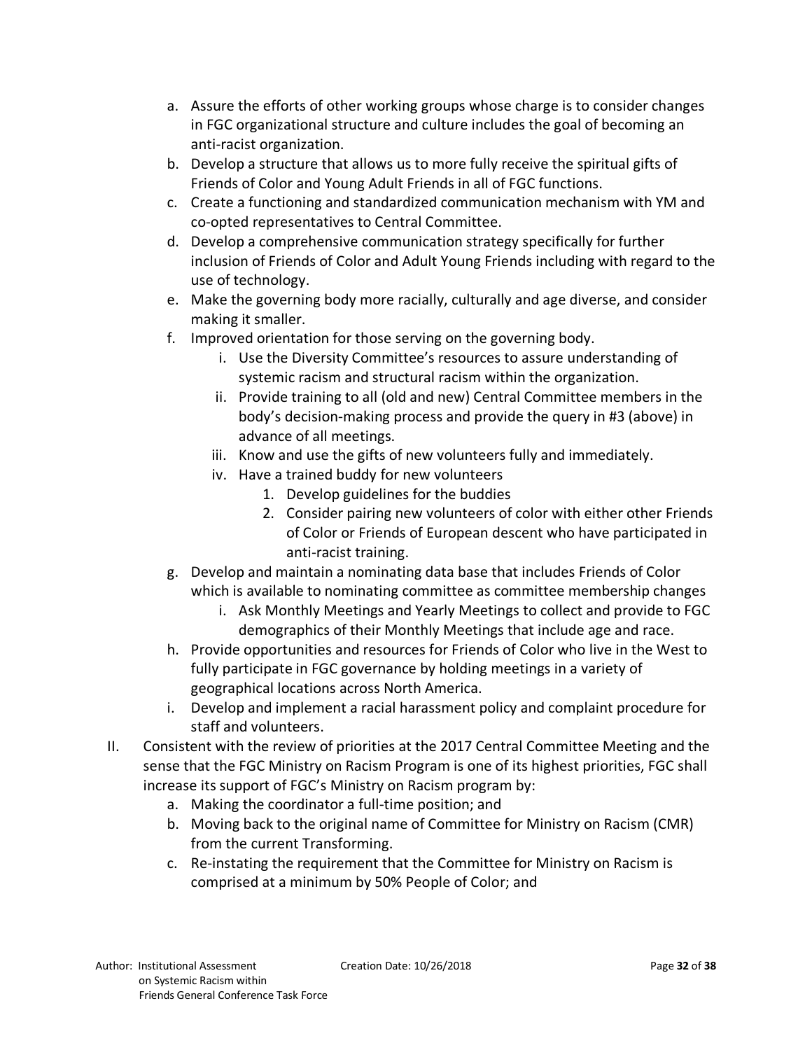a. Assure the efforts of other working groups whose charge is to consider changes in FGC organizational structure and culture includes the goal of becoming an anti-racist organization.
   b. Develop a structure that allows us to more fully receive the spiritual gifts of Friends of Color and Young Adult Friends in all of FGC functions.
   c. Create a functioning and standardized communication mechanism with YM and co-opted representatives to Central Committee.
   d. Develop a comprehensive communication strategy specifically for further inclusion of Friends of Color and Adult Young Friends including with regard to the use of technology.
   e. Make the governing body more racially, culturally and age diverse, and consider making it smaller.
   f. Improved orientation for those serving on the governing body.
      i. Use the Diversity Committee's resources to assure understanding of systemic racism and structural racism within the organization.
      ii. Provide training to all (old and new) Central Committee members in the body's decision-making process and provide the query in #3 (above) in advance of all meetings.
      iii. Know and use the gifts of new volunteers fully and immediately.
      iv. Have a trained buddy for new volunteers
         1. Develop guidelines for the buddies
         2. Consider pairing new volunteers of color with either other Friends of Color or Friends of European descent who have participated in anti-racist training.
   g. Develop and maintain a nominating data base that includes Friends of Color which is available to nominating committee as committee membership changes
      i. Ask Monthly Meetings and Yearly Meetings to collect and provide to FGC demographics of their Monthly Meetings that include age and race.
   h. Provide opportunities and resources for Friends of Color who live in the West to fully participate in FGC governance by holding meetings in a variety of geographical locations across North America.
   i. Develop and implement a racial harassment policy and complaint procedure for staff and volunteers.

II. Consistent with the review of priorities at the 2017 Central Committee Meeting and the sense that the FGC Ministry on Racism Program is one of its highest priorities, FGC shall increase its support of FGC's Ministry on Racism program by:
   a. Making the coordinator a full-time position; and
   b. Moving back to the original name of Committee for Ministry on Racism (CMR) from the current Transforming.
   c. Re-instating the requirement that the Committee for Ministry on Racism is comprised at a minimum by 50% People of Color; and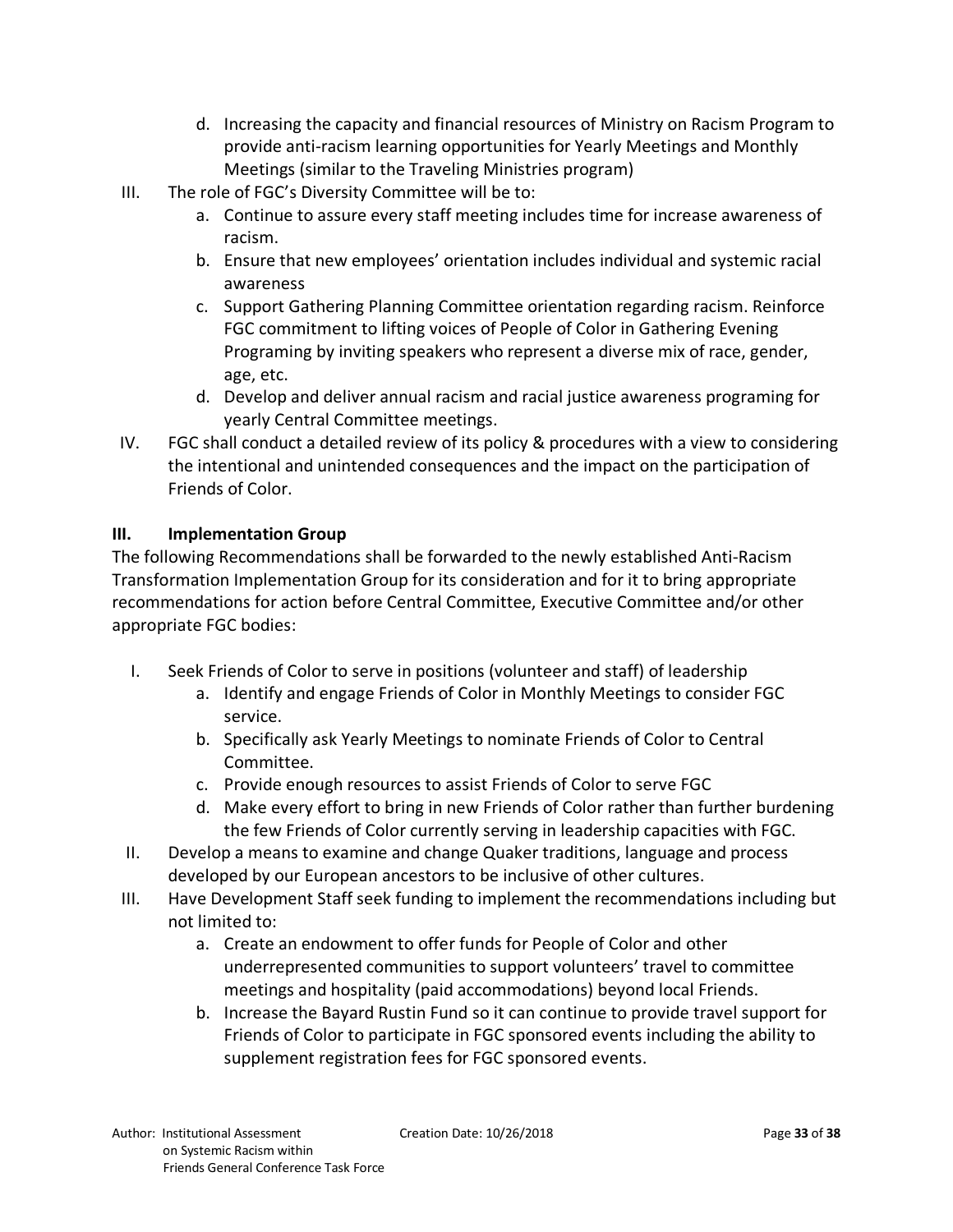d. Increasing the capacity and financial resources of Ministry on Racism Program to provide anti-racism learning opportunities for Yearly Meetings and Monthly Meetings (similar to the Traveling Ministries program)

III. The role of FGC's Diversity Committee will be to:
   a. Continue to assure every staff meeting includes time for increase awareness of racism.
   b. Ensure that new employees' orientation includes individual and systemic racial awareness
   c. Support Gathering Planning Committee orientation regarding racism. Reinforce FGC commitment to lifting voices of People of Color in Gathering Evening Programing by inviting speakers who represent a diverse mix of race, gender, age, etc.
   d. Develop and deliver annual racism and racial justice awareness programing for yearly Central Committee meetings.

IV. FGC shall conduct a detailed review of its policy & procedures with a view to considering the intentional and unintended consequences and the impact on the participation of Friends of Color.

### III. Implementation Group

The following Recommendations shall be forwarded to the newly established Anti-Racism Transformation Implementation Group for its consideration and for it to bring appropriate recommendations for action before Central Committee, Executive Committee and/or other appropriate FGC bodies:

I. Seek Friends of Color to serve in positions (volunteer and staff) of leadership
   a. Identify and engage Friends of Color in Monthly Meetings to consider FGC service.
   b. Specifically ask Yearly Meetings to nominate Friends of Color to Central Committee.
   c. Provide enough resources to assist Friends of Color to serve FGC
   d. Make every effort to bring in new Friends of Color rather than further burdening the few Friends of Color currently serving in leadership capacities with FGC.

II. Develop a means to examine and change Quaker traditions, language and process developed by our European ancestors to be inclusive of other cultures.

III. Have Development Staff seek funding to implement the recommendations including but not limited to:
   a. Create an endowment to offer funds for People of Color and other underrepresented communities to support volunteers' travel to committee meetings and hospitality (paid accommodations) beyond local Friends.
   b. Increase the Bayard Rustin Fund so it can continue to provide travel support for Friends of Color to participate in FGC sponsored events including the ability to supplement registration fees for FGC sponsored events.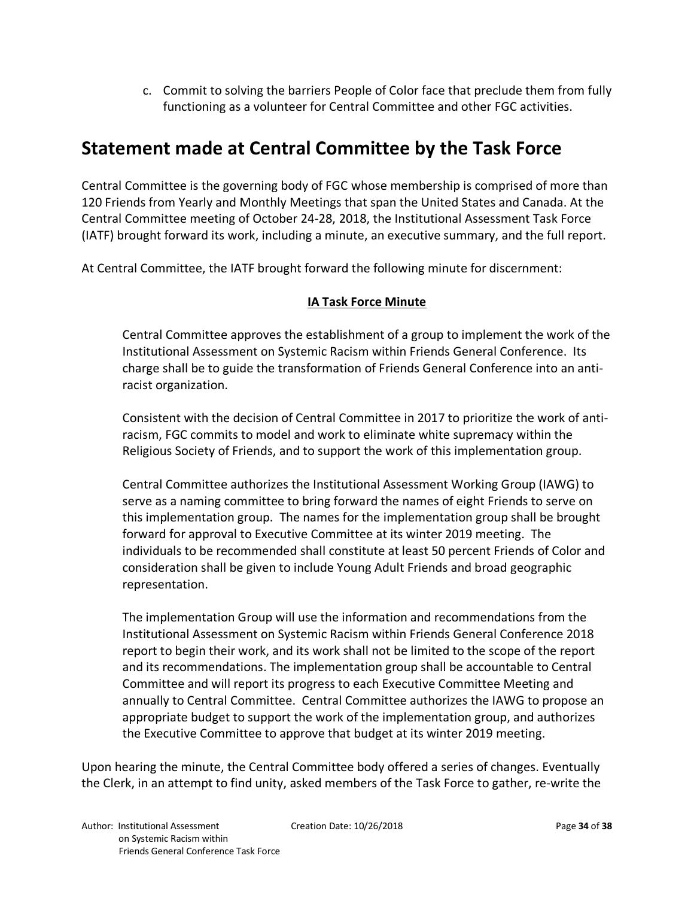c. Commit to solving the barriers People of Color face that preclude them from fully functioning as a volunteer for Central Committee and other FGC activities.

## Statement made at Central Committee by the Task Force

Central Committee is the governing body of FGC whose membership is comprised of more than 120 Friends from Yearly and Monthly Meetings that span the United States and Canada. At the Central Committee meeting of October 24-28, 2018, the Institutional Assessment Task Force (IATF) brought forward its work, including a minute, an executive summary, and the full report.

At Central Committee, the IATF brought forward the following minute for discernment:

**IA Task Force Minute**

> Central Committee approves the establishment of a group to implement the work of the Institutional Assessment on Systemic Racism within Friends General Conference. Its charge shall be to guide the transformation of Friends General Conference into an anti-racist organization.
>
> Consistent with the decision of Central Committee in 2017 to prioritize the work of anti-racism, FGC commits to model and work to eliminate white supremacy within the Religious Society of Friends, and to support the work of this implementation group.
>
> Central Committee authorizes the Institutional Assessment Working Group (IAWG) to serve as a naming committee to bring forward the names of eight Friends to serve on this implementation group. The names for the implementation group shall be brought forward for approval to Executive Committee at its winter 2019 meeting. The individuals to be recommended shall constitute at least 50 percent Friends of Color and consideration shall be given to include Young Adult Friends and broad geographic representation.
>
> The implementation Group will use the information and recommendations from the Institutional Assessment on Systemic Racism within Friends General Conference 2018 report to begin their work, and its work shall not be limited to the scope of the report and its recommendations. The implementation group shall be accountable to Central Committee and will report its progress to each Executive Committee Meeting and annually to Central Committee. Central Committee authorizes the IAWG to propose an appropriate budget to support the work of the implementation group, and authorizes the Executive Committee to approve that budget at its winter 2019 meeting.

Upon hearing the minute, the Central Committee body offered a series of changes. Eventually the Clerk, in an attempt to find unity, asked members of the Task Force to gather, re-write the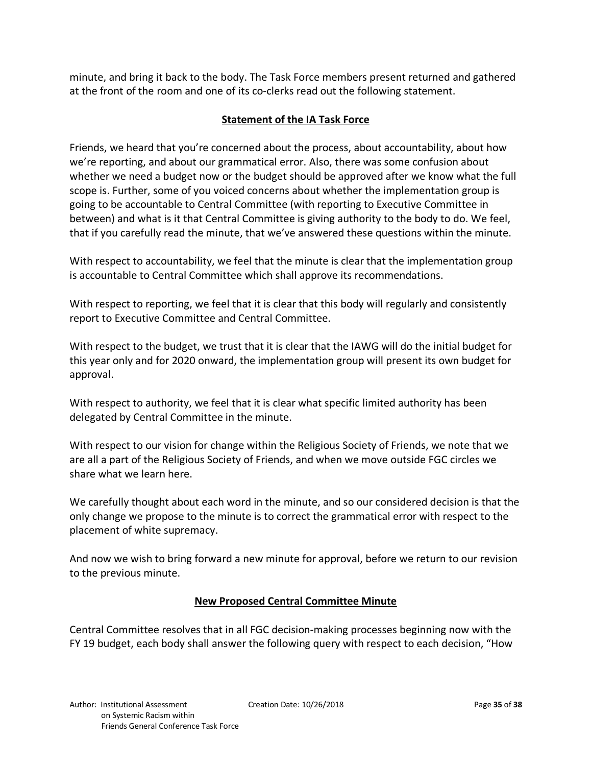minute, and bring it back to the body. The Task Force members present returned and gathered at the front of the room and one of its co-clerks read out the following statement.

**Statement of the IA Task Force**

Friends, we heard that you're concerned about the process, about accountability, about how we're reporting, and about our grammatical error. Also, there was some confusion about whether we need a budget now or the budget should be approved after we know what the full scope is. Further, some of you voiced concerns about whether the implementation group is going to be accountable to Central Committee (with reporting to Executive Committee in between) and what is it that Central Committee is giving authority to the body to do. We feel, that if you carefully read the minute, that we've answered these questions within the minute.

With respect to accountability, we feel that the minute is clear that the implementation group is accountable to Central Committee which shall approve its recommendations.

With respect to reporting, we feel that it is clear that this body will regularly and consistently report to Executive Committee and Central Committee.

With respect to the budget, we trust that it is clear that the IAWG will do the initial budget for this year only and for 2020 onward, the implementation group will present its own budget for approval.

With respect to authority, we feel that it is clear what specific limited authority has been delegated by Central Committee in the minute.

With respect to our vision for change within the Religious Society of Friends, we note that we are all a part of the Religious Society of Friends, and when we move outside FGC circles we share what we learn here.

We carefully thought about each word in the minute, and so our considered decision is that the only change we propose to the minute is to correct the grammatical error with respect to the placement of white supremacy.

And now we wish to bring forward a new minute for approval, before we return to our revision to the previous minute.

**New Proposed Central Committee Minute**

Central Committee resolves that in all FGC decision-making processes beginning now with the FY 19 budget, each body shall answer the following query with respect to each decision, "How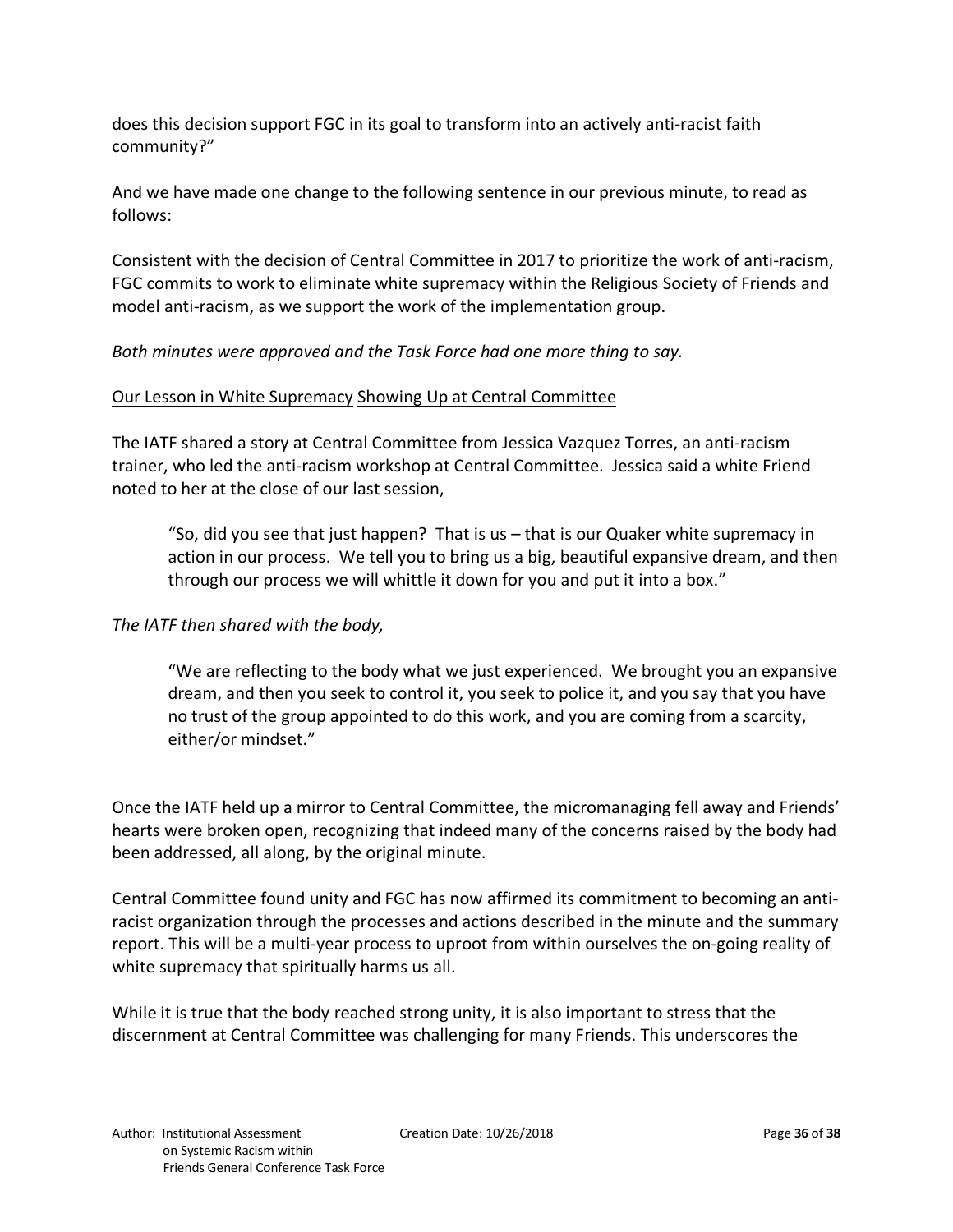does this decision support FGC in its goal to transform into an actively anti-racist faith community?"

And we have made one change to the following sentence in our previous minute, to read as follows:

Consistent with the decision of Central Committee in 2017 to prioritize the work of anti-racism, FGC commits to work to eliminate white supremacy within the Religious Society of Friends and model anti-racism, as we support the work of the implementation group.

*Both minutes were approved and the Task Force had one more thing to say.*

<u>Our Lesson in White Supremacy</u> <u>Showing Up at Central Committee</u>

The IATF shared a story at Central Committee from Jessica Vazquez Torres, an anti-racism trainer, who led the anti-racism workshop at Central Committee. Jessica said a white Friend noted to her at the close of our last session,

> "So, did you see that just happen? That is us – that is our Quaker white supremacy in action in our process. We tell you to bring us a big, beautiful expansive dream, and then through our process we will whittle it down for you and put it into a box."

*The IATF then shared with the body,*

> "We are reflecting to the body what we just experienced. We brought you an expansive dream, and then you seek to control it, you seek to police it, and you say that you have no trust of the group appointed to do this work, and you are coming from a scarcity, either/or mindset."

Once the IATF held up a mirror to Central Committee, the micromanaging fell away and Friends' hearts were broken open, recognizing that indeed many of the concerns raised by the body had been addressed, all along, by the original minute.

Central Committee found unity and FGC has now affirmed its commitment to becoming an anti-racist organization through the processes and actions described in the minute and the summary report. This will be a multi-year process to uproot from within ourselves the on-going reality of white supremacy that spiritually harms us all.

While it is true that the body reached strong unity, it is also important to stress that the discernment at Central Committee was challenging for many Friends. This underscores the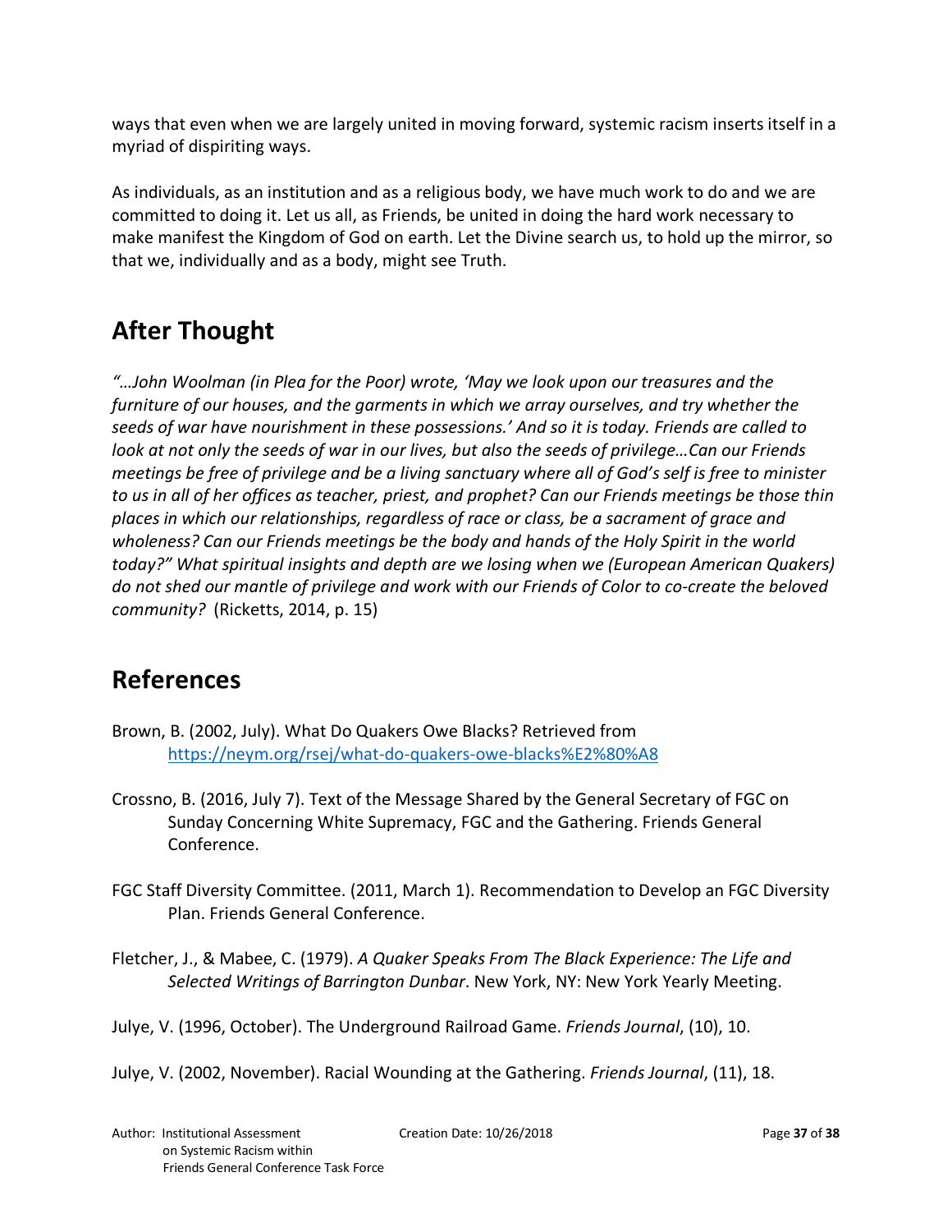ways that even when we are largely united in moving forward, systemic racism inserts itself in a myriad of dispiriting ways.

As individuals, as an institution and as a religious body, we have much work to do and we are committed to doing it. Let us all, as Friends, be united in doing the hard work necessary to make manifest the Kingdom of God on earth. Let the Divine search us, to hold up the mirror, so that we, individually and as a body, might see Truth.

## After Thought

*"…John Woolman (in Plea for the Poor) wrote, 'May we look upon our treasures and the furniture of our houses, and the garments in which we array ourselves, and try whether the seeds of war have nourishment in these possessions.' And so it is today. Friends are called to look at not only the seeds of war in our lives, but also the seeds of privilege…Can our Friends meetings be free of privilege and be a living sanctuary where all of God's self is free to minister to us in all of her offices as teacher, priest, and prophet? Can our Friends meetings be those thin places in which our relationships, regardless of race or class, be a sacrament of grace and wholeness? Can our Friends meetings be the body and hands of the Holy Spirit in the world today?" What spiritual insights and depth are we losing when we (European American Quakers) do not shed our mantle of privilege and work with our Friends of Color to co-create the beloved community?* (Ricketts, 2014, p. 15)

## References

Brown, B. (2002, July). What Do Quakers Owe Blacks? Retrieved from https://neym.org/rsej/what-do-quakers-owe-blacks%E2%80%A8

Crossno, B. (2016, July 7). Text of the Message Shared by the General Secretary of FGC on Sunday Concerning White Supremacy, FGC and the Gathering. Friends General Conference.

FGC Staff Diversity Committee. (2011, March 1). Recommendation to Develop an FGC Diversity Plan. Friends General Conference.

Fletcher, J., & Mabee, C. (1979). *A Quaker Speaks From The Black Experience: The Life and Selected Writings of Barrington Dunbar*. New York, NY: New York Yearly Meeting.

Julye, V. (1996, October). The Underground Railroad Game. *Friends Journal*, (10), 10.

Julye, V. (2002, November). Racial Wounding at the Gathering. *Friends Journal*, (11), 18.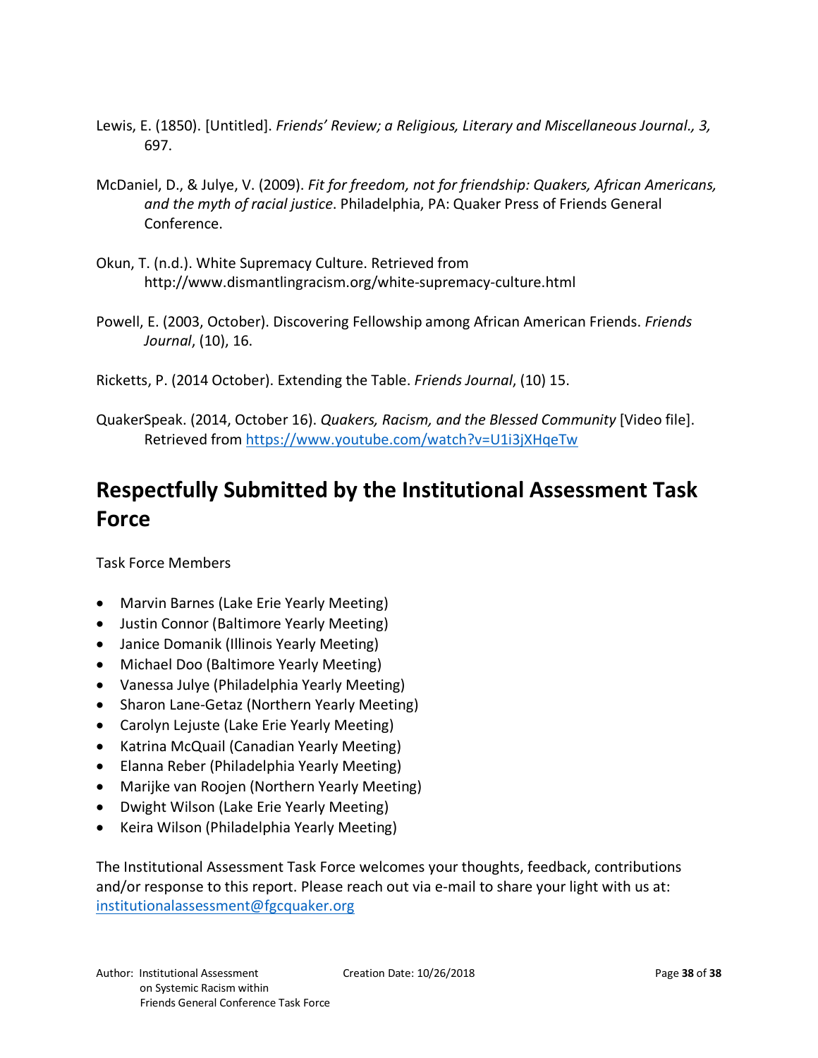Lewis, E. (1850). [Untitled]. *Friends' Review; a Religious, Literary and Miscellaneous Journal., 3,* 697.

McDaniel, D., & Julye, V. (2009). *Fit for freedom, not for friendship: Quakers, African Americans, and the myth of racial justice*. Philadelphia, PA: Quaker Press of Friends General Conference.

Okun, T. (n.d.). White Supremacy Culture. Retrieved from http://www.dismantlingracism.org/white-supremacy-culture.html

Powell, E. (2003, October). Discovering Fellowship among African American Friends. *Friends Journal*, (10), 16.

Ricketts, P. (2014 October). Extending the Table. *Friends Journal*, (10) 15.

QuakerSpeak. (2014, October 16). *Quakers, Racism, and the Blessed Community* [Video file]. Retrieved from https://www.youtube.com/watch?v=U1i3jXHqeTw

## Respectfully Submitted by the Institutional Assessment Task Force

Task Force Members

- Marvin Barnes (Lake Erie Yearly Meeting)
- Justin Connor (Baltimore Yearly Meeting)
- Janice Domanik (Illinois Yearly Meeting)
- Michael Doo (Baltimore Yearly Meeting)
- Vanessa Julye (Philadelphia Yearly Meeting)
- Sharon Lane-Getaz (Northern Yearly Meeting)
- Carolyn Lejuste (Lake Erie Yearly Meeting)
- Katrina McQuail (Canadian Yearly Meeting)
- Elanna Reber (Philadelphia Yearly Meeting)
- Marijke van Roojen (Northern Yearly Meeting)
- Dwight Wilson (Lake Erie Yearly Meeting)
- Keira Wilson (Philadelphia Yearly Meeting)

The Institutional Assessment Task Force welcomes your thoughts, feedback, contributions and/or response to this report. Please reach out via e-mail to share your light with us at: institutionalassessment@fgcquaker.org